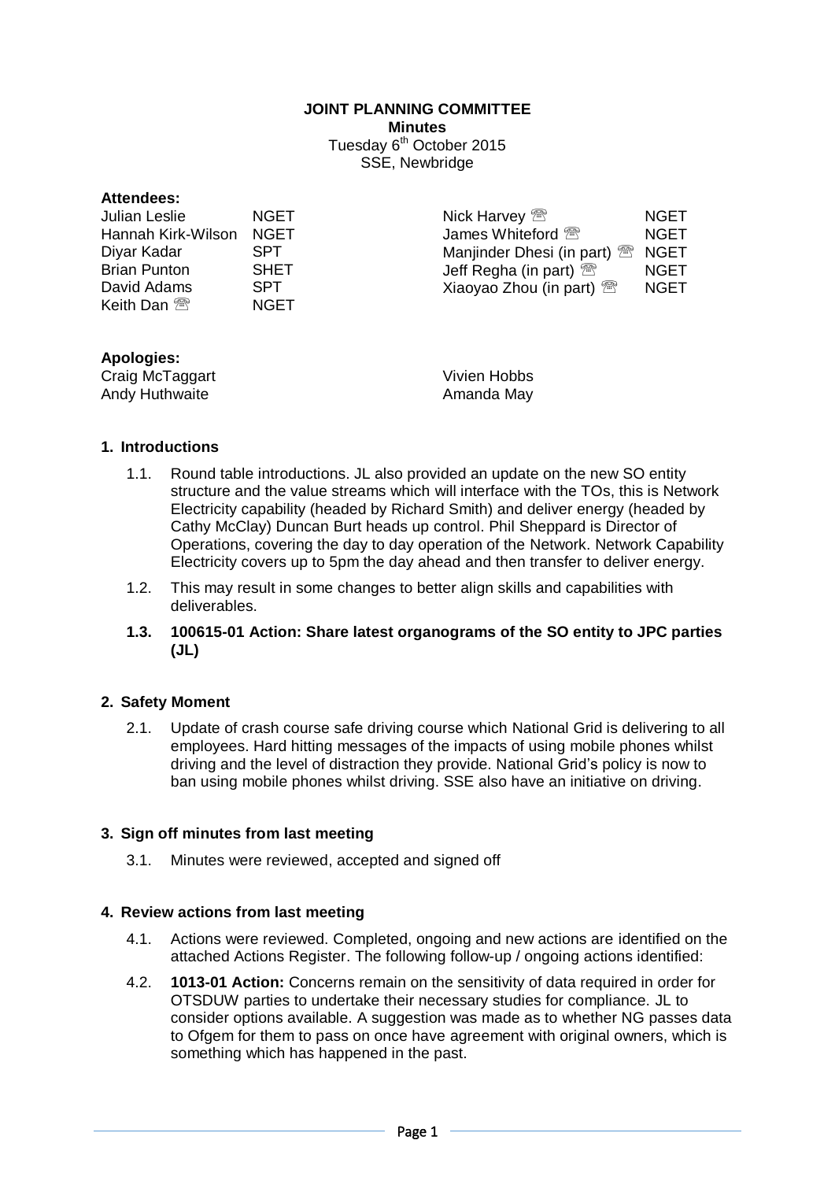**JOINT PLANNING COMMITTEE**

**Minutes**

Tuesday 6th October 2015

SSE, Newbridge

**Attendees:**

| | | | |
|---|---|---|---|
| Julian Leslie | NGET | Nick Harvey ☏ | NGET |
| Hannah Kirk-Wilson | NGET | James Whiteford ☏ | NGET |
| Diyar Kadar | SPT | Manjinder Dhesi (in part) ☏ | NGET |
| Brian Punton | SHET | Jeff Regha (in part) ☏ | NGET |
| David Adams | SPT | Xiaoyao Zhou (in part) ☏ | NGET |
| Keith Dan ☏ | NGET | | |

**Apologies:**

| | |
|---|---|
| Craig McTaggart | Vivien Hobbs |
| Andy Huthwaite | Amanda May |

## 1. Introductions

1.1. Round table introductions. JL also provided an update on the new SO entity structure and the value streams which will interface with the TOs, this is Network Electricity capability (headed by Richard Smith) and deliver energy (headed by Cathy McClay) Duncan Burt heads up control. Phil Sheppard is Director of Operations, covering the day to day operation of the Network. Network Capability Electricity covers up to 5pm the day ahead and then transfer to deliver energy.

1.2. This may result in some changes to better align skills and capabilities with deliverables.

**1.3. 100615-01 Action: Share latest organograms of the SO entity to JPC parties (JL)**

## 2. Safety Moment

2.1. Update of crash course safe driving course which National Grid is delivering to all employees. Hard hitting messages of the impacts of using mobile phones whilst driving and the level of distraction they provide. National Grid's policy is now to ban using mobile phones whilst driving. SSE also have an initiative on driving.

## 3. Sign off minutes from last meeting

3.1. Minutes were reviewed, accepted and signed off

## 4. Review actions from last meeting

4.1. Actions were reviewed. Completed, ongoing and new actions are identified on the attached Actions Register. The following follow-up / ongoing actions identified:

4.2. **1013-01 Action:** Concerns remain on the sensitivity of data required in order for OTSDUW parties to undertake their necessary studies for compliance. JL to consider options available. A suggestion was made as to whether NG passes data to Ofgem for them to pass on once have agreement with original owners, which is something which has happened in the past.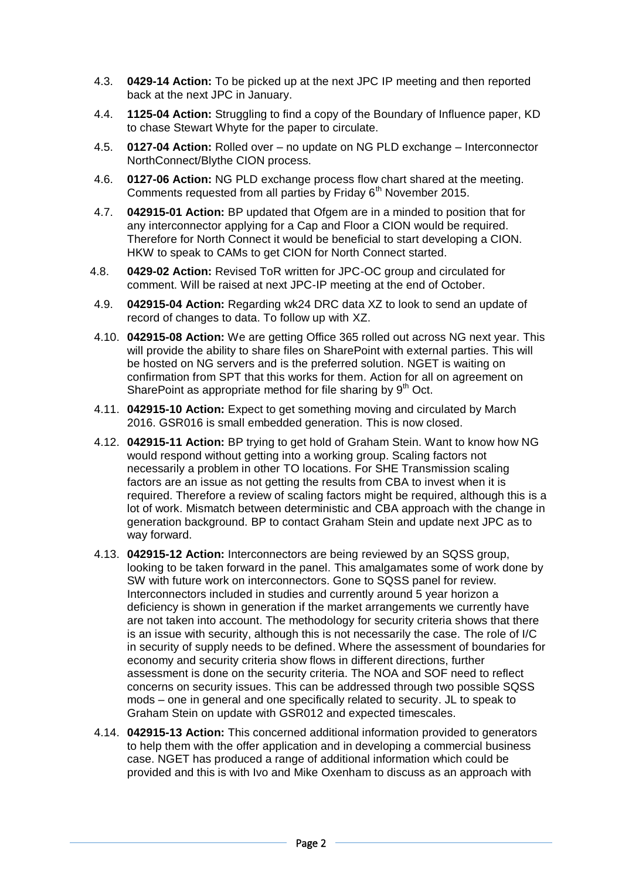4.3. **0429-14 Action:** To be picked up at the next JPC IP meeting and then reported back at the next JPC in January.

4.4. **1125-04 Action:** Struggling to find a copy of the Boundary of Influence paper, KD to chase Stewart Whyte for the paper to circulate.

4.5. **0127-04 Action:** Rolled over – no update on NG PLD exchange – Interconnector NorthConnect/Blythe CION process.

4.6. **0127-06 Action:** NG PLD exchange process flow chart shared at the meeting. Comments requested from all parties by Friday 6th November 2015.

4.7. **042915-01 Action:** BP updated that Ofgem are in a minded to position that for any interconnector applying for a Cap and Floor a CION would be required. Therefore for North Connect it would be beneficial to start developing a CION. HKW to speak to CAMs to get CION for North Connect started.

4.8. **0429-02 Action:** Revised ToR written for JPC-OC group and circulated for comment. Will be raised at next JPC-IP meeting at the end of October.

4.9. **042915-04 Action:** Regarding wk24 DRC data XZ to look to send an update of record of changes to data. To follow up with XZ.

4.10. **042915-08 Action:** We are getting Office 365 rolled out across NG next year. This will provide the ability to share files on SharePoint with external parties. This will be hosted on NG servers and is the preferred solution. NGET is waiting on confirmation from SPT that this works for them. Action for all on agreement on SharePoint as appropriate method for file sharing by 9th Oct.

4.11. **042915-10 Action:** Expect to get something moving and circulated by March 2016. GSR016 is small embedded generation. This is now closed.

4.12. **042915-11 Action:** BP trying to get hold of Graham Stein. Want to know how NG would respond without getting into a working group. Scaling factors not necessarily a problem in other TO locations. For SHE Transmission scaling factors are an issue as not getting the results from CBA to invest when it is required. Therefore a review of scaling factors might be required, although this is a lot of work. Mismatch between deterministic and CBA approach with the change in generation background. BP to contact Graham Stein and update next JPC as to way forward.

4.13. **042915-12 Action:** Interconnectors are being reviewed by an SQSS group, looking to be taken forward in the panel. This amalgamates some of work done by SW with future work on interconnectors. Gone to SQSS panel for review. Interconnectors included in studies and currently around 5 year horizon a deficiency is shown in generation if the market arrangements we currently have are not taken into account. The methodology for security criteria shows that there is an issue with security, although this is not necessarily the case. The role of I/C in security of supply needs to be defined. Where the assessment of boundaries for economy and security criteria show flows in different directions, further assessment is done on the security criteria. The NOA and SOF need to reflect concerns on security issues. This can be addressed through two possible SQSS mods – one in general and one specifically related to security. JL to speak to Graham Stein on update with GSR012 and expected timescales.

4.14. **042915-13 Action:** This concerned additional information provided to generators to help them with the offer application and in developing a commercial business case. NGET has produced a range of additional information which could be provided and this is with Ivo and Mike Oxenham to discuss as an approach with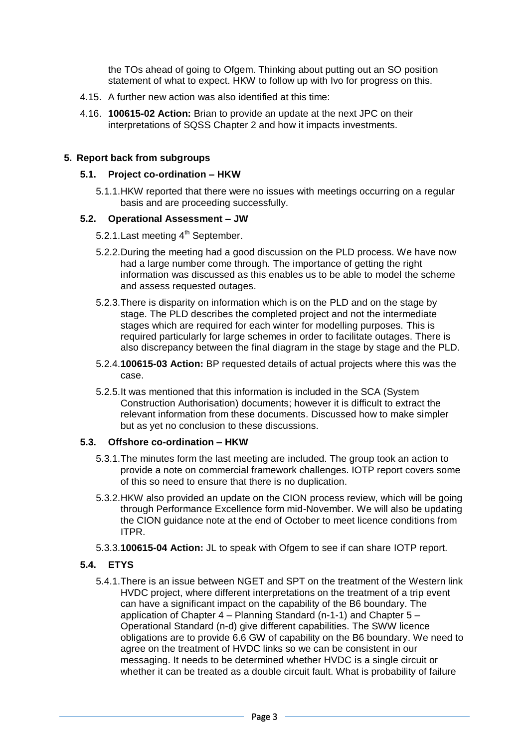the TOs ahead of going to Ofgem. Thinking about putting out an SO position statement of what to expect. HKW to follow up with Ivo for progress on this.

4.15. A further new action was also identified at this time:

4.16. **100615-02 Action:** Brian to provide an update at the next JPC on their interpretations of SQSS Chapter 2 and how it impacts investments.

## 5. Report back from subgroups

### 5.1. Project co-ordination – HKW

5.1.1. HKW reported that there were no issues with meetings occurring on a regular basis and are proceeding successfully.

### 5.2. Operational Assessment – JW

5.2.1. Last meeting 4th September.

5.2.2. During the meeting had a good discussion on the PLD process. We have now had a large number come through. The importance of getting the right information was discussed as this enables us to be able to model the scheme and assess requested outages.

5.2.3. There is disparity on information which is on the PLD and on the stage by stage. The PLD describes the completed project and not the intermediate stages which are required for each winter for modelling purposes. This is required particularly for large schemes in order to facilitate outages. There is also discrepancy between the final diagram in the stage by stage and the PLD.

5.2.4. **100615-03 Action:** BP requested details of actual projects where this was the case.

5.2.5. It was mentioned that this information is included in the SCA (System Construction Authorisation) documents; however it is difficult to extract the relevant information from these documents. Discussed how to make simpler but as yet no conclusion to these discussions.

### 5.3. Offshore co-ordination – HKW

5.3.1. The minutes form the last meeting are included. The group took an action to provide a note on commercial framework challenges. IOTP report covers some of this so need to ensure that there is no duplication.

5.3.2. HKW also provided an update on the CION process review, which will be going through Performance Excellence form mid-November. We will also be updating the CION guidance note at the end of October to meet licence conditions from ITPR.

5.3.3. **100615-04 Action:** JL to speak with Ofgem to see if can share IOTP report.

### 5.4. ETYS

5.4.1. There is an issue between NGET and SPT on the treatment of the Western link HVDC project, where different interpretations on the treatment of a trip event can have a significant impact on the capability of the B6 boundary. The application of Chapter 4 – Planning Standard (n-1-1) and Chapter 5 – Operational Standard (n-d) give different capabilities. The SWW licence obligations are to provide 6.6 GW of capability on the B6 boundary. We need to agree on the treatment of HVDC links so we can be consistent in our messaging. It needs to be determined whether HVDC is a single circuit or whether it can be treated as a double circuit fault. What is probability of failure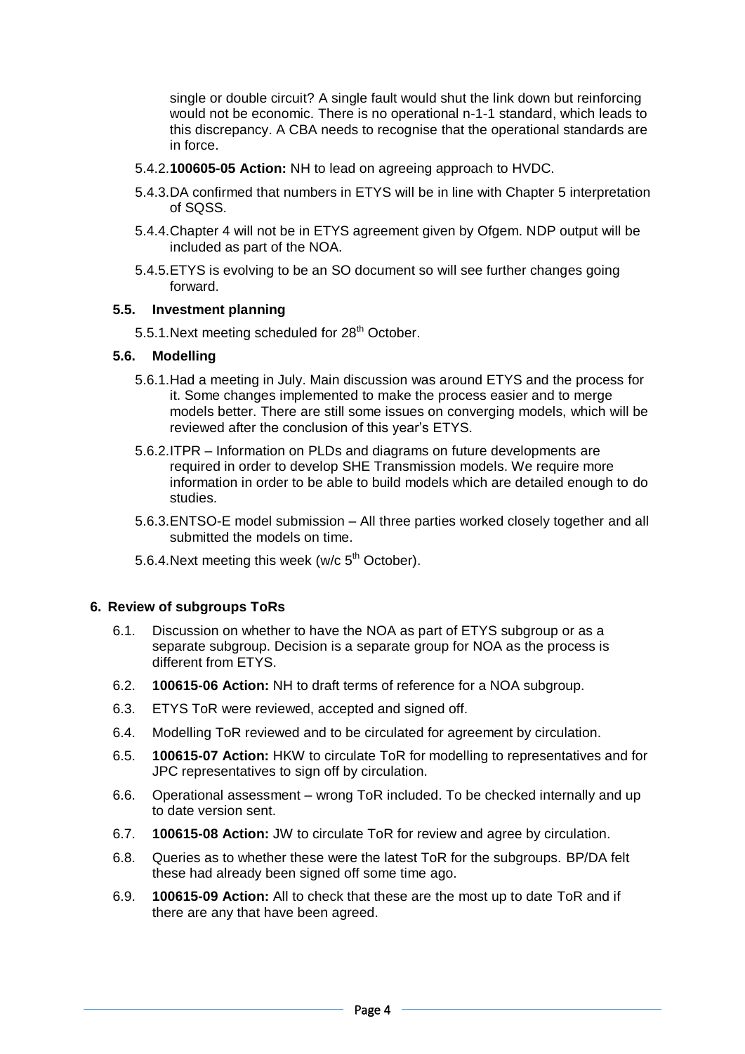single or double circuit? A single fault would shut the link down but reinforcing would not be economic. There is no operational n-1-1 standard, which leads to this discrepancy. A CBA needs to recognise that the operational standards are in force.

5.4.2. **100605-05 Action:** NH to lead on agreeing approach to HVDC.

5.4.3. DA confirmed that numbers in ETYS will be in line with Chapter 5 interpretation of SQSS.

5.4.4. Chapter 4 will not be in ETYS agreement given by Ofgem. NDP output will be included as part of the NOA.

5.4.5. ETYS is evolving to be an SO document so will see further changes going forward.

### 5.5. Investment planning

5.5.1. Next meeting scheduled for 28th October.

### 5.6. Modelling

5.6.1. Had a meeting in July. Main discussion was around ETYS and the process for it. Some changes implemented to make the process easier and to merge models better. There are still some issues on converging models, which will be reviewed after the conclusion of this year's ETYS.

5.6.2. ITPR – Information on PLDs and diagrams on future developments are required in order to develop SHE Transmission models. We require more information in order to be able to build models which are detailed enough to do studies.

5.6.3. ENTSO-E model submission – All three parties worked closely together and all submitted the models on time.

5.6.4. Next meeting this week (w/c 5th October).

## 6. Review of subgroups ToRs

6.1. Discussion on whether to have the NOA as part of ETYS subgroup or as a separate subgroup. Decision is a separate group for NOA as the process is different from ETYS.

6.2. **100615-06 Action:** NH to draft terms of reference for a NOA subgroup.

6.3. ETYS ToR were reviewed, accepted and signed off.

6.4. Modelling ToR reviewed and to be circulated for agreement by circulation.

6.5. **100615-07 Action:** HKW to circulate ToR for modelling to representatives and for JPC representatives to sign off by circulation.

6.6. Operational assessment – wrong ToR included. To be checked internally and up to date version sent.

6.7. **100615-08 Action:** JW to circulate ToR for review and agree by circulation.

6.8. Queries as to whether these were the latest ToR for the subgroups. BP/DA felt these had already been signed off some time ago.

6.9. **100615-09 Action:** All to check that these are the most up to date ToR and if there are any that have been agreed.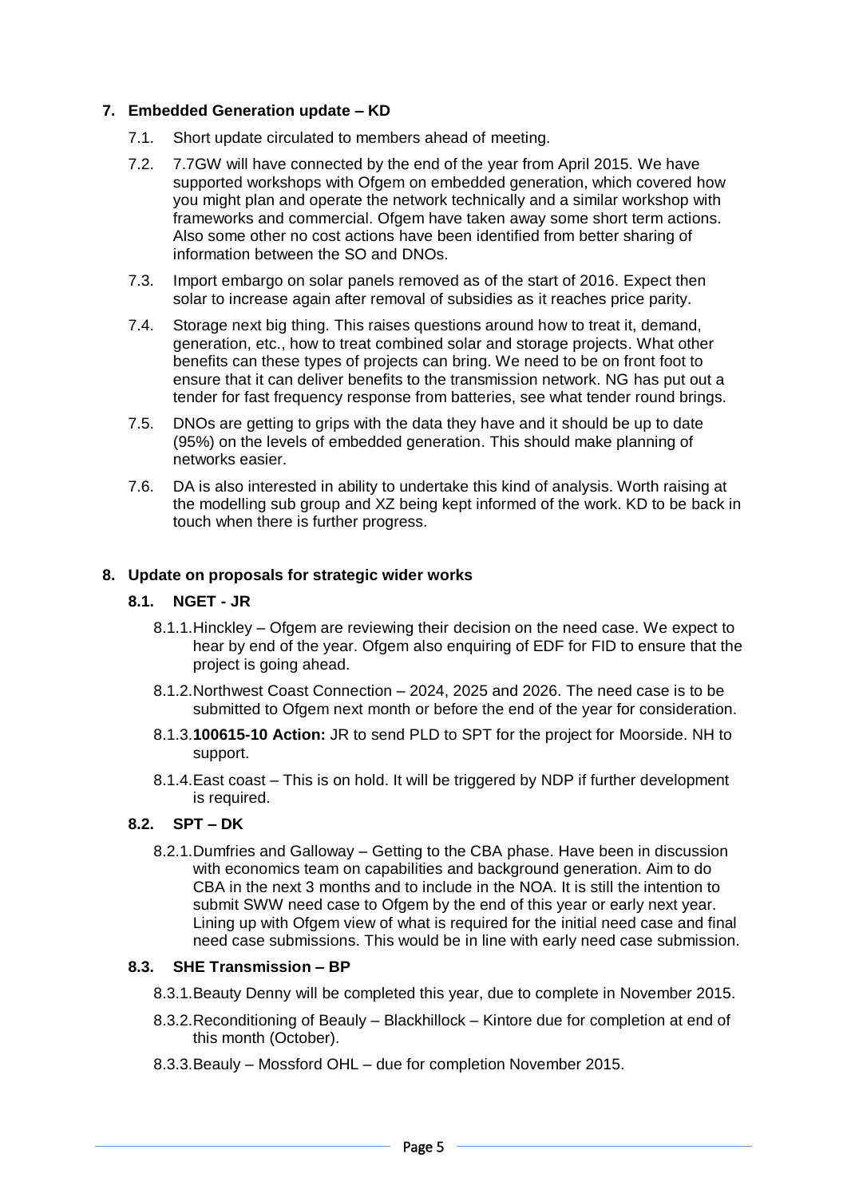## 7. Embedded Generation update – KD

7.1. Short update circulated to members ahead of meeting.

7.2. 7.7GW will have connected by the end of the year from April 2015. We have supported workshops with Ofgem on embedded generation, which covered how you might plan and operate the network technically and a similar workshop with frameworks and commercial. Ofgem have taken away some short term actions. Also some other no cost actions have been identified from better sharing of information between the SO and DNOs.

7.3. Import embargo on solar panels removed as of the start of 2016. Expect then solar to increase again after removal of subsidies as it reaches price parity.

7.4. Storage next big thing. This raises questions around how to treat it, demand, generation, etc., how to treat combined solar and storage projects. What other benefits can these types of projects can bring. We need to be on front foot to ensure that it can deliver benefits to the transmission network. NG has put out a tender for fast frequency response from batteries, see what tender round brings.

7.5. DNOs are getting to grips with the data they have and it should be up to date (95%) on the levels of embedded generation. This should make planning of networks easier.

7.6. DA is also interested in ability to undertake this kind of analysis. Worth raising at the modelling sub group and XZ being kept informed of the work. KD to be back in touch when there is further progress.

## 8. Update on proposals for strategic wider works

### 8.1. NGET - JR

8.1.1. Hinckley – Ofgem are reviewing their decision on the need case. We expect to hear by end of the year. Ofgem also enquiring of EDF for FID to ensure that the project is going ahead.

8.1.2. Northwest Coast Connection – 2024, 2025 and 2026. The need case is to be submitted to Ofgem next month or before the end of the year for consideration.

8.1.3. **100615-10 Action:** JR to send PLD to SPT for the project for Moorside. NH to support.

8.1.4. East coast – This is on hold. It will be triggered by NDP if further development is required.

### 8.2. SPT – DK

8.2.1. Dumfries and Galloway – Getting to the CBA phase. Have been in discussion with economics team on capabilities and background generation. Aim to do CBA in the next 3 months and to include in the NOA. It is still the intention to submit SWW need case to Ofgem by the end of this year or early next year. Lining up with Ofgem view of what is required for the initial need case and final need case submissions. This would be in line with early need case submission.

### 8.3. SHE Transmission – BP

8.3.1. Beauty Denny will be completed this year, due to complete in November 2015.

8.3.2. Reconditioning of Beauly – Blackhillock – Kintore due for completion at end of this month (October).

8.3.3. Beauly – Mossford OHL – due for completion November 2015.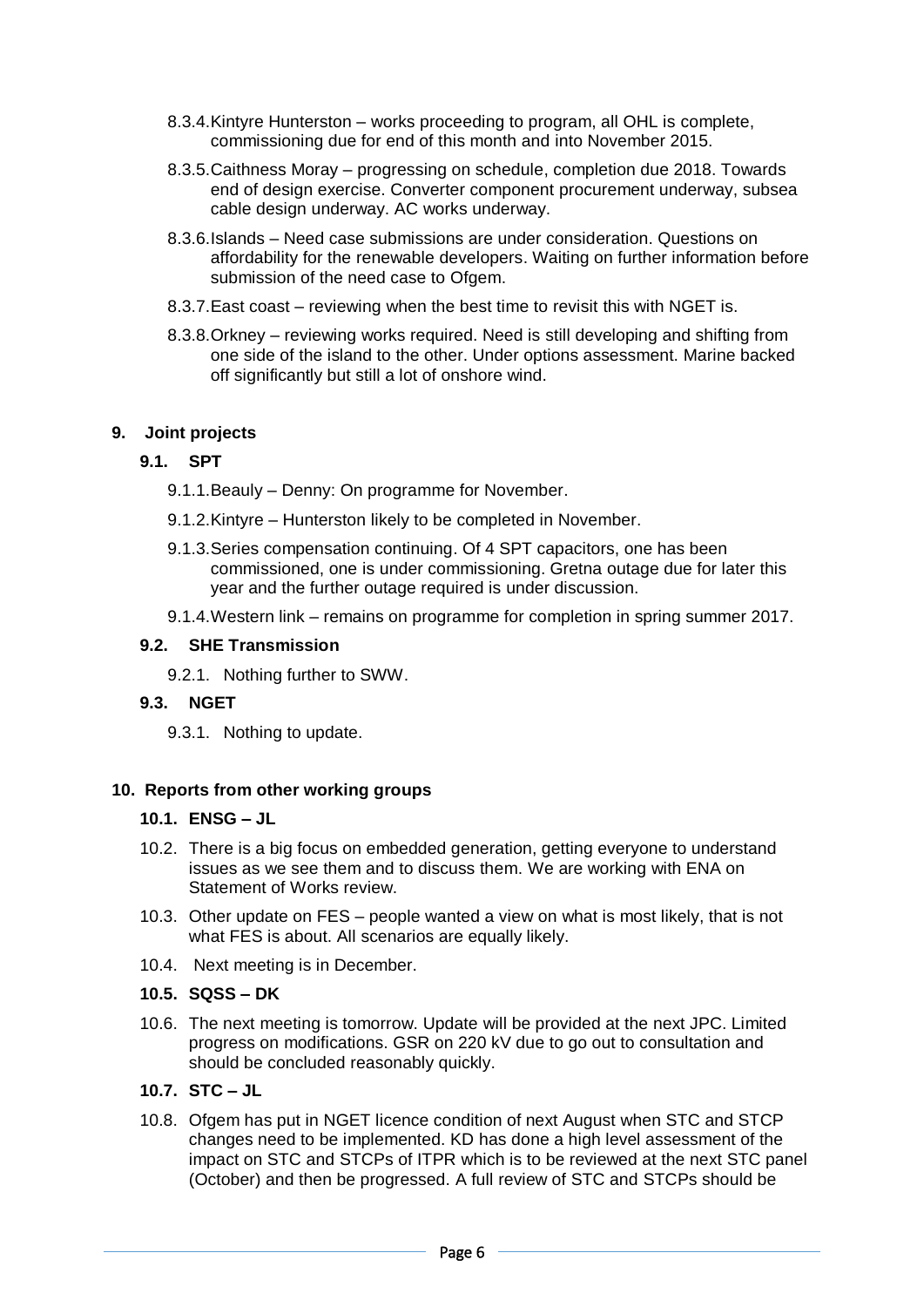8.3.4. Kintyre Hunterston – works proceeding to program, all OHL is complete, commissioning due for end of this month and into November 2015.

8.3.5. Caithness Moray – progressing on schedule, completion due 2018. Towards end of design exercise. Converter component procurement underway, subsea cable design underway. AC works underway.

8.3.6. Islands – Need case submissions are under consideration. Questions on affordability for the renewable developers. Waiting on further information before submission of the need case to Ofgem.

8.3.7. East coast – reviewing when the best time to revisit this with NGET is.

8.3.8. Orkney – reviewing works required. Need is still developing and shifting from one side of the island to the other. Under options assessment. Marine backed off significantly but still a lot of onshore wind.

## 9. Joint projects

### 9.1. SPT

9.1.1. Beauly – Denny: On programme for November.

9.1.2. Kintyre – Hunterston likely to be completed in November.

9.1.3. Series compensation continuing. Of 4 SPT capacitors, one has been commissioned, one is under commissioning. Gretna outage due for later this year and the further outage required is under discussion.

9.1.4. Western link – remains on programme for completion in spring summer 2017.

### 9.2. SHE Transmission

9.2.1. Nothing further to SWW.

### 9.3. NGET

9.3.1. Nothing to update.

## 10. Reports from other working groups

### 10.1. ENSG – JL

10.2. There is a big focus on embedded generation, getting everyone to understand issues as we see them and to discuss them. We are working with ENA on Statement of Works review.

10.3. Other update on FES – people wanted a view on what is most likely, that is not what FES is about. All scenarios are equally likely.

10.4. Next meeting is in December.

### 10.5. SQSS – DK

10.6. The next meeting is tomorrow. Update will be provided at the next JPC. Limited progress on modifications. GSR on 220 kV due to go out to consultation and should be concluded reasonably quickly.

### 10.7. STC – JL

10.8. Ofgem has put in NGET licence condition of next August when STC and STCP changes need to be implemented. KD has done a high level assessment of the impact on STC and STCPs of ITPR which is to be reviewed at the next STC panel (October) and then be progressed. A full review of STC and STCPs should be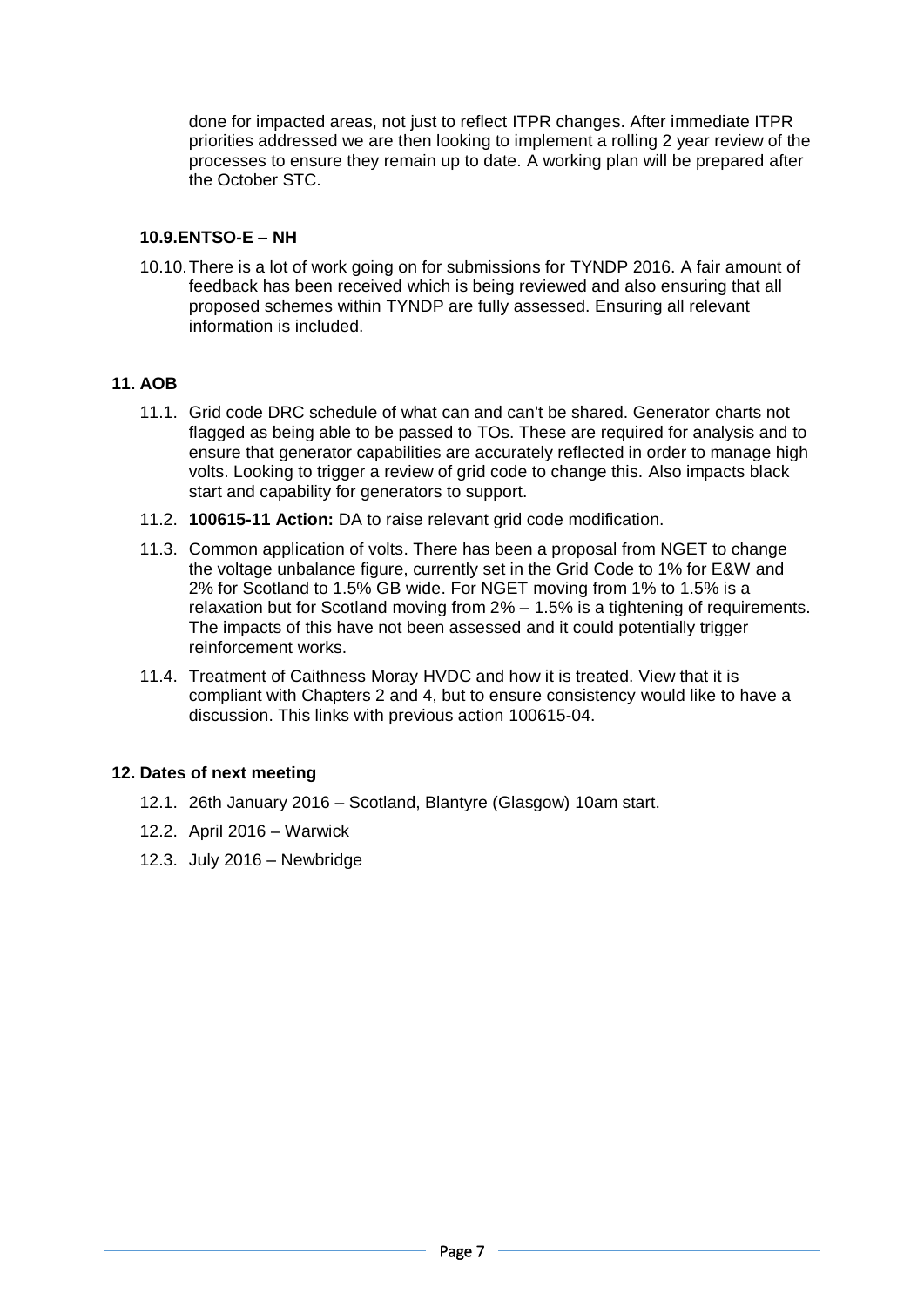done for impacted areas, not just to reflect ITPR changes. After immediate ITPR priorities addressed we are then looking to implement a rolling 2 year review of the processes to ensure they remain up to date. A working plan will be prepared after the October STC.

### 10.9. ENTSO-E – NH

10.10. There is a lot of work going on for submissions for TYNDP 2016. A fair amount of feedback has been received which is being reviewed and also ensuring that all proposed schemes within TYNDP are fully assessed. Ensuring all relevant information is included.

## 11. AOB

11.1. Grid code DRC schedule of what can and can't be shared. Generator charts not flagged as being able to be passed to TOs. These are required for analysis and to ensure that generator capabilities are accurately reflected in order to manage high volts. Looking to trigger a review of grid code to change this. Also impacts black start and capability for generators to support.

11.2. **100615-11 Action:** DA to raise relevant grid code modification.

11.3. Common application of volts. There has been a proposal from NGET to change the voltage unbalance figure, currently set in the Grid Code to 1% for E&W and 2% for Scotland to 1.5% GB wide. For NGET moving from 1% to 1.5% is a relaxation but for Scotland moving from 2% – 1.5% is a tightening of requirements. The impacts of this have not been assessed and it could potentially trigger reinforcement works.

11.4. Treatment of Caithness Moray HVDC and how it is treated. View that it is compliant with Chapters 2 and 4, but to ensure consistency would like to have a discussion. This links with previous action 100615-04.

## 12. Dates of next meeting

12.1. 26th January 2016 – Scotland, Blantyre (Glasgow) 10am start.

12.2. April 2016 – Warwick

12.3. July 2016 – Newbridge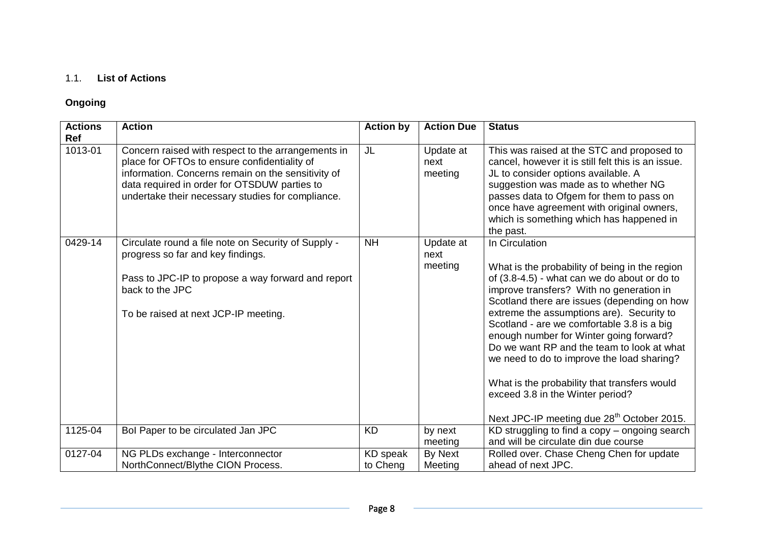## 1.1. **List of Actions**

**Ongoing**

| Actions Ref | Action | Action by | Action Due | Status |
|---|---|---|---|---|
| 1013-01 | Concern raised with respect to the arrangements in place for OFTOs to ensure confidentiality of information. Concerns remain on the sensitivity of data required in order for OTSDUW parties to undertake their necessary studies for compliance. | JL | Update at next meeting | This was raised at the STC and proposed to cancel, however it is still felt this is an issue. JL to consider options available. A suggestion was made as to whether NG passes data to Ofgem for them to pass on once have agreement with original owners, which is something which has happened in the past. |
| 0429-14 | Circulate round a file note on Security of Supply - progress so far and key findings.<br><br>Pass to JPC-IP to propose a way forward and report back to the JPC<br><br>To be raised at next JCP-IP meeting. | NH | Update at next meeting | In Circulation<br><br>What is the probability of being in the region of (3.8-4.5) - what can we do about or do to improve transfers? With no generation in Scotland there are issues (depending on how extreme the assumptions are). Security to Scotland - are we comfortable 3.8 is a big enough number for Winter going forward? Do we want RP and the team to look at what we need to do to improve the load sharing?<br><br>What is the probability that transfers would exceed 3.8 in the Winter period?<br><br>Next JPC-IP meeting due 28th October 2015. |
| 1125-04 | BoI Paper to be circulated Jan JPC | KD | by next meeting | KD struggling to find a copy – ongoing search and will be circulate din due course |
| 0127-04 | NG PLDs exchange - Interconnector NorthConnect/Blythe CION Process. | KD speak to Cheng | By Next Meeting | Rolled over. Chase Cheng Chen for update ahead of next JPC. |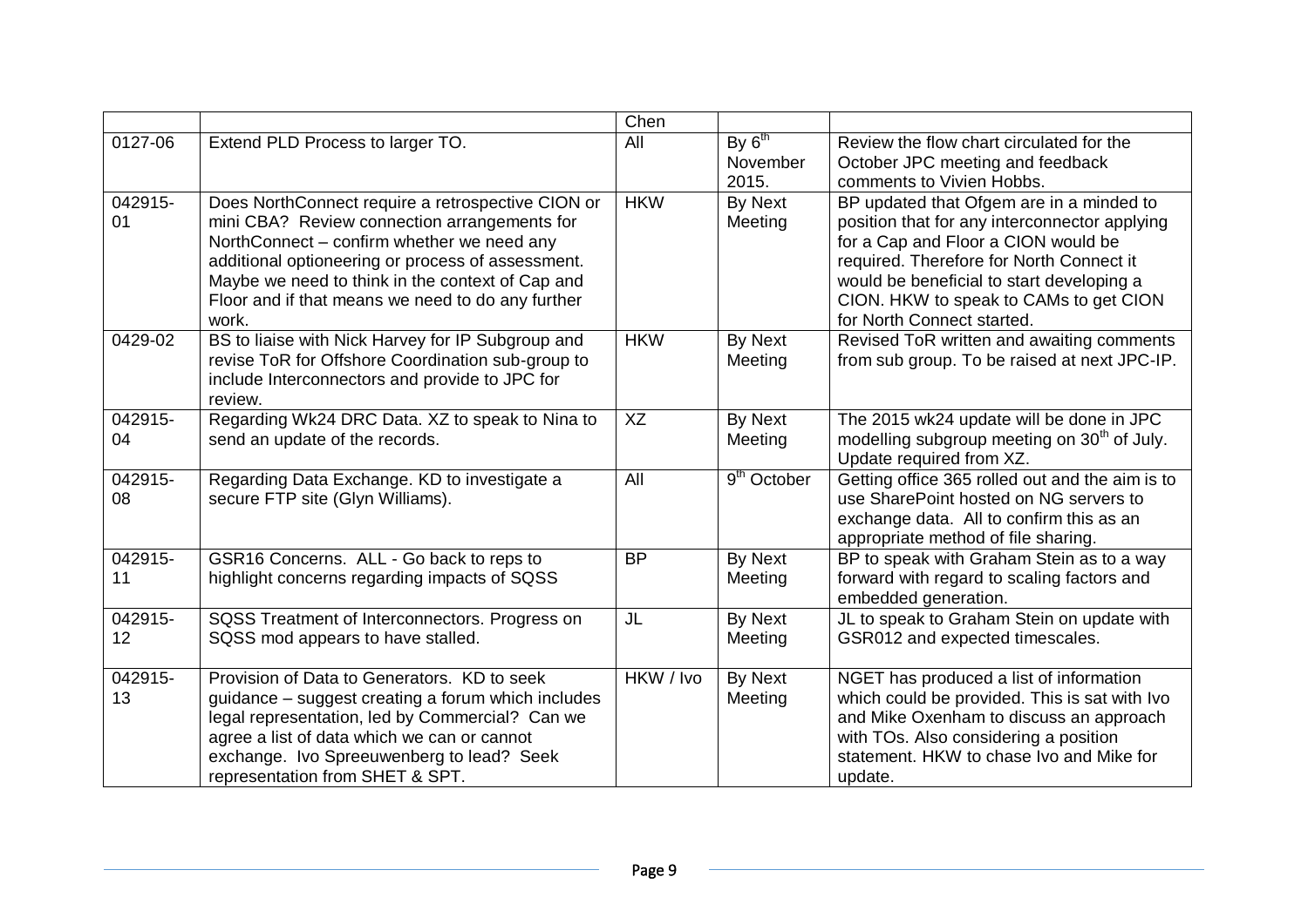| | | | | |
|---|---|---|---|---|
| | | Chen | | |
| 0127-06 | Extend PLD Process to larger TO. | All | By 6th November 2015. | Review the flow chart circulated for the October JPC meeting and feedback comments to Vivien Hobbs. |
| 042915-01 | Does NorthConnect require a retrospective CION or mini CBA? Review connection arrangements for NorthConnect – confirm whether we need any additional optioneering or process of assessment. Maybe we need to think in the context of Cap and Floor and if that means we need to do any further work. | HKW | By Next Meeting | BP updated that Ofgem are in a minded to position that for any interconnector applying for a Cap and Floor a CION would be required. Therefore for North Connect it would be beneficial to start developing a CION. HKW to speak to CAMs to get CION for North Connect started. |
| 0429-02 | BS to liaise with Nick Harvey for IP Subgroup and revise ToR for Offshore Coordination sub-group to include Interconnectors and provide to JPC for review. | HKW | By Next Meeting | Revised ToR written and awaiting comments from sub group. To be raised at next JPC-IP. |
| 042915-04 | Regarding Wk24 DRC Data. XZ to speak to Nina to send an update of the records. | XZ | By Next Meeting | The 2015 wk24 update will be done in JPC modelling subgroup meeting on 30th of July. Update required from XZ. |
| 042915-08 | Regarding Data Exchange. KD to investigate a secure FTP site (Glyn Williams). | All | 9th October | Getting office 365 rolled out and the aim is to use SharePoint hosted on NG servers to exchange data. All to confirm this as an appropriate method of file sharing. |
| 042915-11 | GSR16 Concerns. ALL - Go back to reps to highlight concerns regarding impacts of SQSS | BP | By Next Meeting | BP to speak with Graham Stein as to a way forward with regard to scaling factors and embedded generation. |
| 042915-12 | SQSS Treatment of Interconnectors. Progress on SQSS mod appears to have stalled. | JL | By Next Meeting | JL to speak to Graham Stein on update with GSR012 and expected timescales. |
| 042915-13 | Provision of Data to Generators. KD to seek guidance – suggest creating a forum which includes legal representation, led by Commercial? Can we agree a list of data which we can or cannot exchange. Ivo Spreeuwenberg to lead? Seek representation from SHET & SPT. | HKW / Ivo | By Next Meeting | NGET has produced a list of information which could be provided. This is sat with Ivo and Mike Oxenham to discuss an approach with TOs. Also considering a position statement. HKW to chase Ivo and Mike for update. |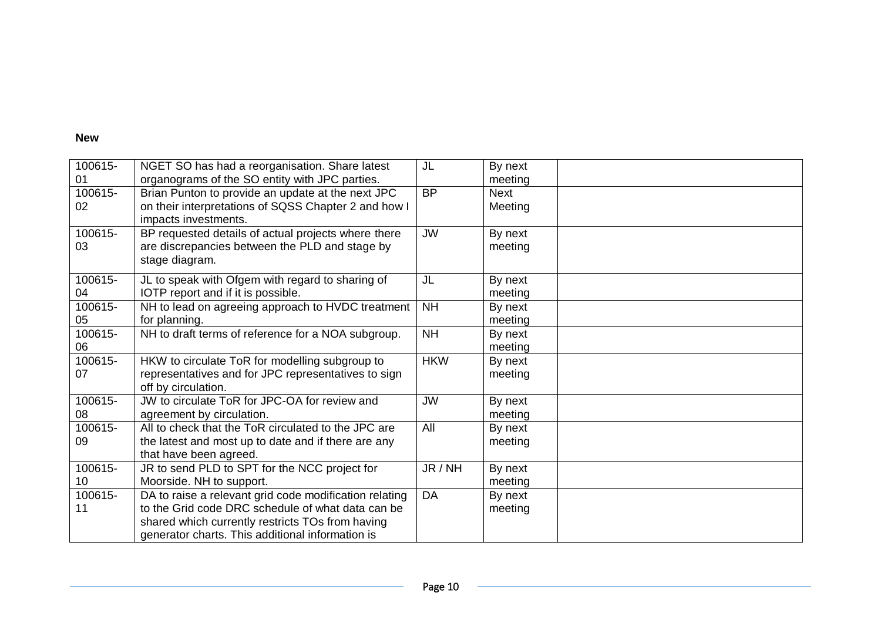**New**

| | | | | |
|---|---|---|---|---|
| 100615-01 | NGET SO has had a reorganisation. Share latest organograms of the SO entity with JPC parties. | JL | By next meeting | |
| 100615-02 | Brian Punton to provide an update at the next JPC on their interpretations of SQSS Chapter 2 and how I impacts investments. | BP | Next Meeting | |
| 100615-03 | BP requested details of actual projects where there are discrepancies between the PLD and stage by stage diagram. | JW | By next meeting | |
| 100615-04 | JL to speak with Ofgem with regard to sharing of IOTP report and if it is possible. | JL | By next meeting | |
| 100615-05 | NH to lead on agreeing approach to HVDC treatment for planning. | NH | By next meeting | |
| 100615-06 | NH to draft terms of reference for a NOA subgroup. | NH | By next meeting | |
| 100615-07 | HKW to circulate ToR for modelling subgroup to representatives and for JPC representatives to sign off by circulation. | HKW | By next meeting | |
| 100615-08 | JW to circulate ToR for JPC-OA for review and agreement by circulation. | JW | By next meeting | |
| 100615-09 | All to check that the ToR circulated to the JPC are the latest and most up to date and if there are any that have been agreed. | All | By next meeting | |
| 100615-10 | JR to send PLD to SPT for the NCC project for Moorside. NH to support. | JR / NH | By next meeting | |
| 100615-11 | DA to raise a relevant grid code modification relating to the Grid code DRC schedule of what data can be shared which currently restricts TOs from having generator charts. This additional information is | DA | By next meeting | |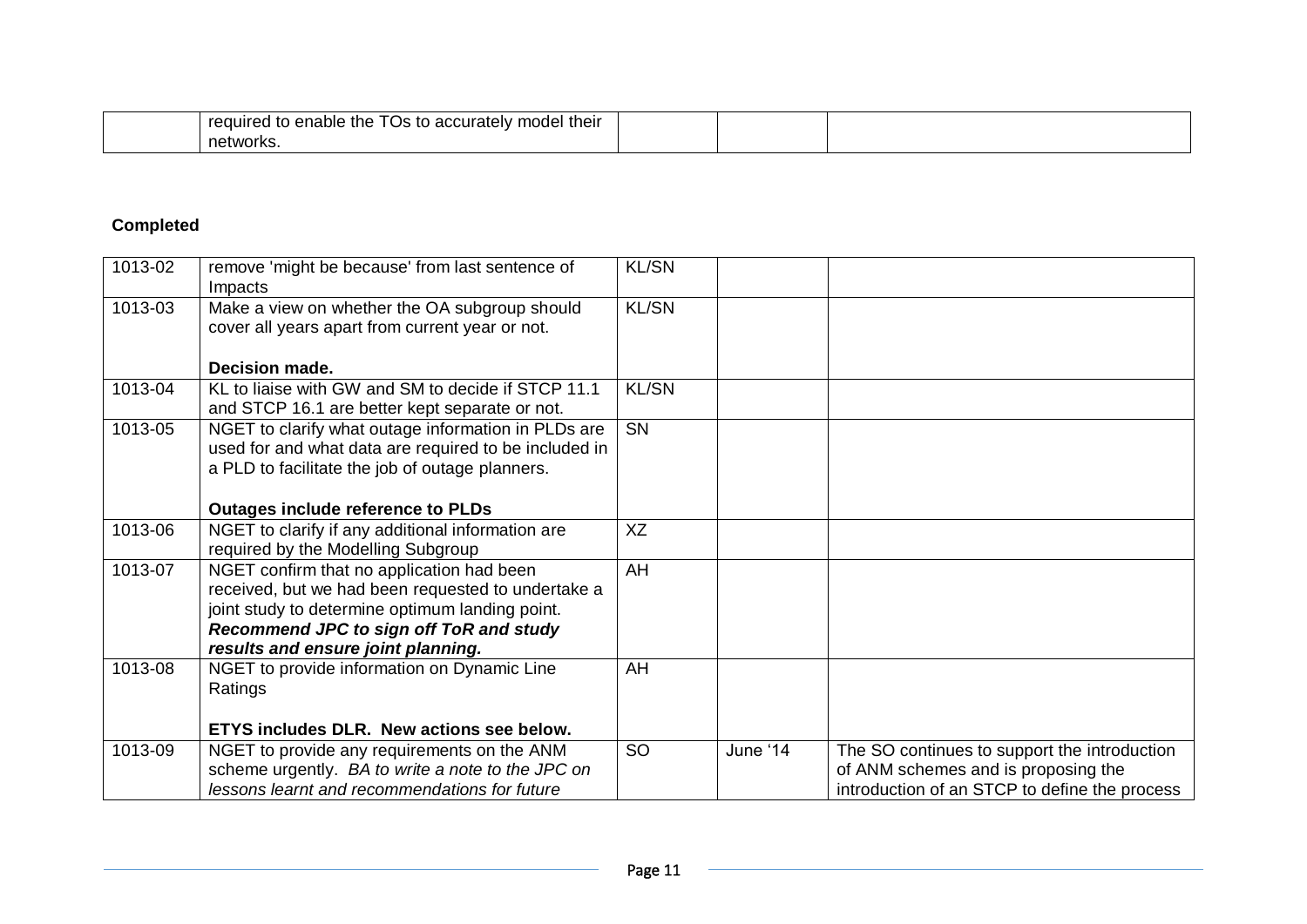| | | | | |
|---|---|---|---|---|
| | required to enable the TOs to accurately model their networks. | | | |

**Completed**

| | | | | |
|---|---|---|---|---|
| 1013-02 | remove 'might be because' from last sentence of Impacts | KL/SN | | |
| 1013-03 | Make a view on whether the OA subgroup should cover all years apart from current year or not.<br><br>**Decision made.** | KL/SN | | |
| 1013-04 | KL to liaise with GW and SM to decide if STCP 11.1 and STCP 16.1 are better kept separate or not. | KL/SN | | |
| 1013-05 | NGET to clarify what outage information in PLDs are used for and what data are required to be included in a PLD to facilitate the job of outage planners.<br><br>**Outages include reference to PLDs** | SN | | |
| 1013-06 | NGET to clarify if any additional information are required by the Modelling Subgroup | XZ | | |
| 1013-07 | NGET confirm that no application had been received, but we had been requested to undertake a joint study to determine optimum landing point. ***Recommend JPC to sign off ToR and study results and ensure joint planning.*** | AH | | |
| 1013-08 | NGET to provide information on Dynamic Line Ratings<br><br>**ETYS includes DLR. New actions see below.** | AH | | |
| 1013-09 | NGET to provide any requirements on the ANM scheme urgently. *BA to write a note to the JPC on lessons learnt and recommendations for future* | SO | June '14 | The SO continues to support the introduction of ANM schemes and is proposing the introduction of an STCP to define the process |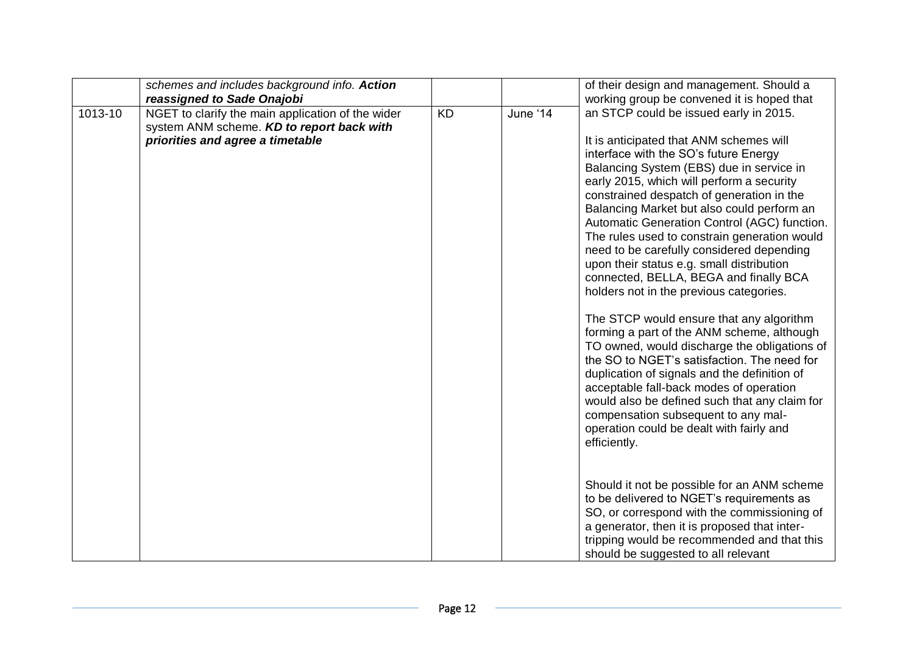| | | | | |
|---|---|---|---|---|
| | schemes and includes background info. ***Action reassigned to Sade Onajobi*** | | | of their design and management. Should a working group be convened it is hoped that an STCP could be issued early in 2015.<br><br>It is anticipated that ANM schemes will interface with the SO's future Energy Balancing System (EBS) due in service in early 2015, which will perform a security constrained despatch of generation in the Balancing Market but also could perform an Automatic Generation Control (AGC) function. The rules used to constrain generation would need to be carefully considered depending upon their status e.g. small distribution connected, BELLA, BEGA and finally BCA holders not in the previous categories.<br><br>The STCP would ensure that any algorithm forming a part of the ANM scheme, although TO owned, would discharge the obligations of the SO to NGET's satisfaction. The need for duplication of signals and the definition of acceptable fall-back modes of operation would also be defined such that any claim for compensation subsequent to any mal-operation could be dealt with fairly and efficiently.<br><br>Should it not be possible for an ANM scheme to be delivered to NGET's requirements as SO, or correspond with the commissioning of a generator, then it is proposed that inter-tripping would be recommended and that this should be suggested to all relevant |
| 1013-10 | NGET to clarify the main application of the wider system ANM scheme. ***KD to report back with priorities and agree a timetable*** | KD | June '14 | |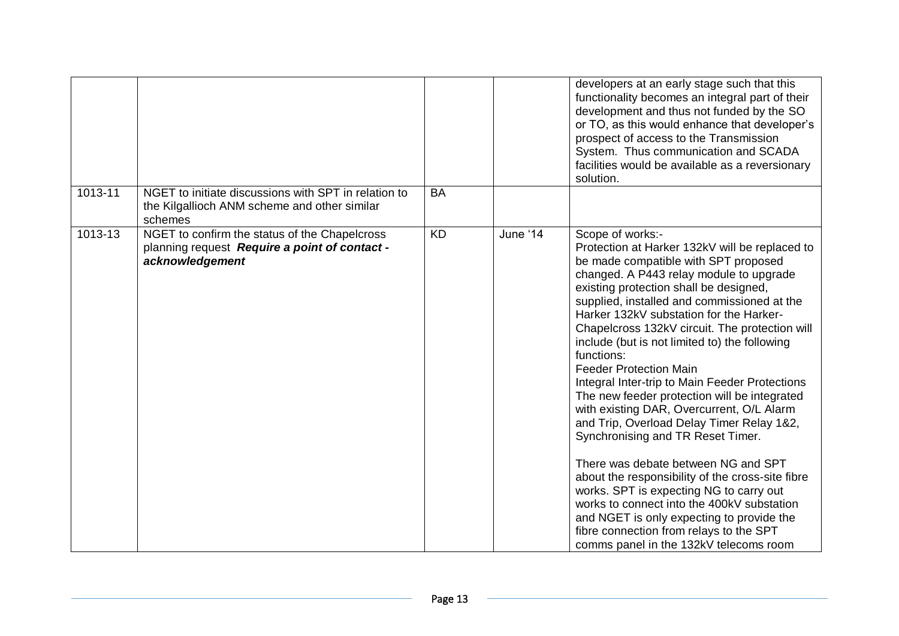| | | | | |
|---|---|---|---|---|
| | | | | developers at an early stage such that this functionality becomes an integral part of their development and thus not funded by the SO or TO, as this would enhance that developer's prospect of access to the Transmission System. Thus communication and SCADA facilities would be available as a reversionary solution. |
| 1013-11 | NGET to initiate discussions with SPT in relation to the Kilgallioch ANM scheme and other similar schemes | BA | | |
| 1013-13 | NGET to confirm the status of the Chapelcross planning request ***Require a point of contact - acknowledgement*** | KD | June '14 | Scope of works:-<br>Protection at Harker 132kV will be replaced to be made compatible with SPT proposed changed. A P443 relay module to upgrade existing protection shall be designed, supplied, installed and commissioned at the Harker 132kV substation for the Harker-Chapelcross 132kV circuit. The protection will include (but is not limited to) the following functions:<br>Feeder Protection Main<br>Integral Inter-trip to Main Feeder Protections<br>The new feeder protection will be integrated with existing DAR, Overcurrent, O/L Alarm and Trip, Overload Delay Timer Relay 1&2, Synchronising and TR Reset Timer.<br><br>There was debate between NG and SPT about the responsibility of the cross-site fibre works. SPT is expecting NG to carry out works to connect into the 400kV substation and NGET is only expecting to provide the fibre connection from relays to the SPT comms panel in the 132kV telecoms room |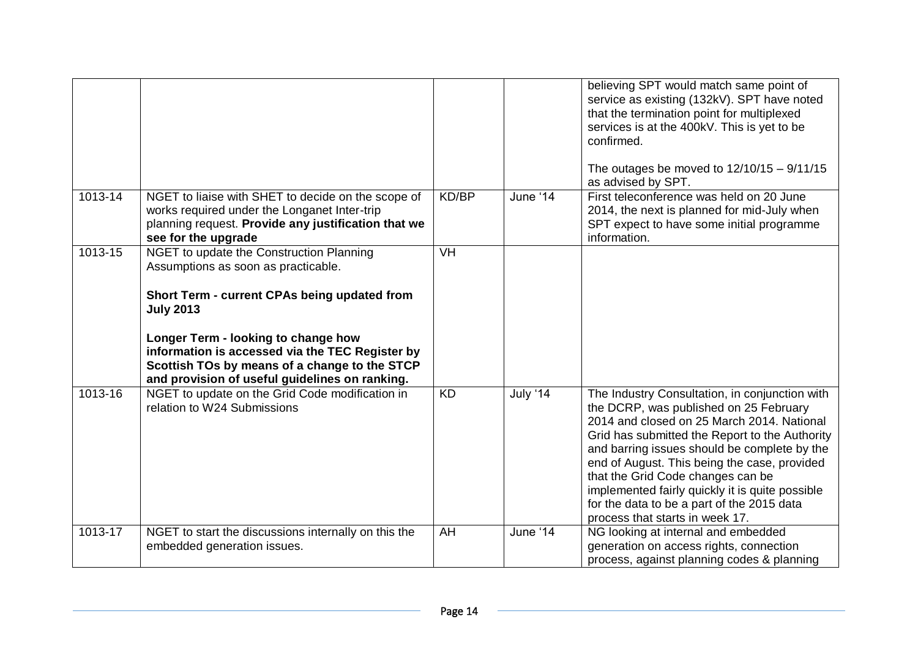| | | | | |
|---|---|---|---|---|
| | | | | believing SPT would match same point of service as existing (132kV). SPT have noted that the termination point for multiplexed services is at the 400kV. This is yet to be confirmed.<br><br>The outages be moved to 12/10/15 – 9/11/15 as advised by SPT. |
| 1013-14 | NGET to liaise with SHET to decide on the scope of works required under the Longanet Inter-trip planning request. **Provide any justification that we see for the upgrade** | KD/BP | June '14 | First teleconference was held on 20 June 2014, the next is planned for mid-July when SPT expect to have some initial programme information. |
| 1013-15 | NGET to update the Construction Planning Assumptions as soon as practicable.<br><br>**Short Term - current CPAs being updated from July 2013**<br><br>**Longer Term - looking to change how information is accessed via the TEC Register by Scottish TOs by means of a change to the STCP and provision of useful guidelines on ranking.** | VH | | |
| 1013-16 | NGET to update on the Grid Code modification in relation to W24 Submissions | KD | July '14 | The Industry Consultation, in conjunction with the DCRP, was published on 25 February 2014 and closed on 25 March 2014. National Grid has submitted the Report to the Authority and barring issues should be complete by the end of August. This being the case, provided that the Grid Code changes can be implemented fairly quickly it is quite possible for the data to be a part of the 2015 data process that starts in week 17. |
| 1013-17 | NGET to start the discussions internally on this the embedded generation issues. | AH | June '14 | NG looking at internal and embedded generation on access rights, connection process, against planning codes & planning |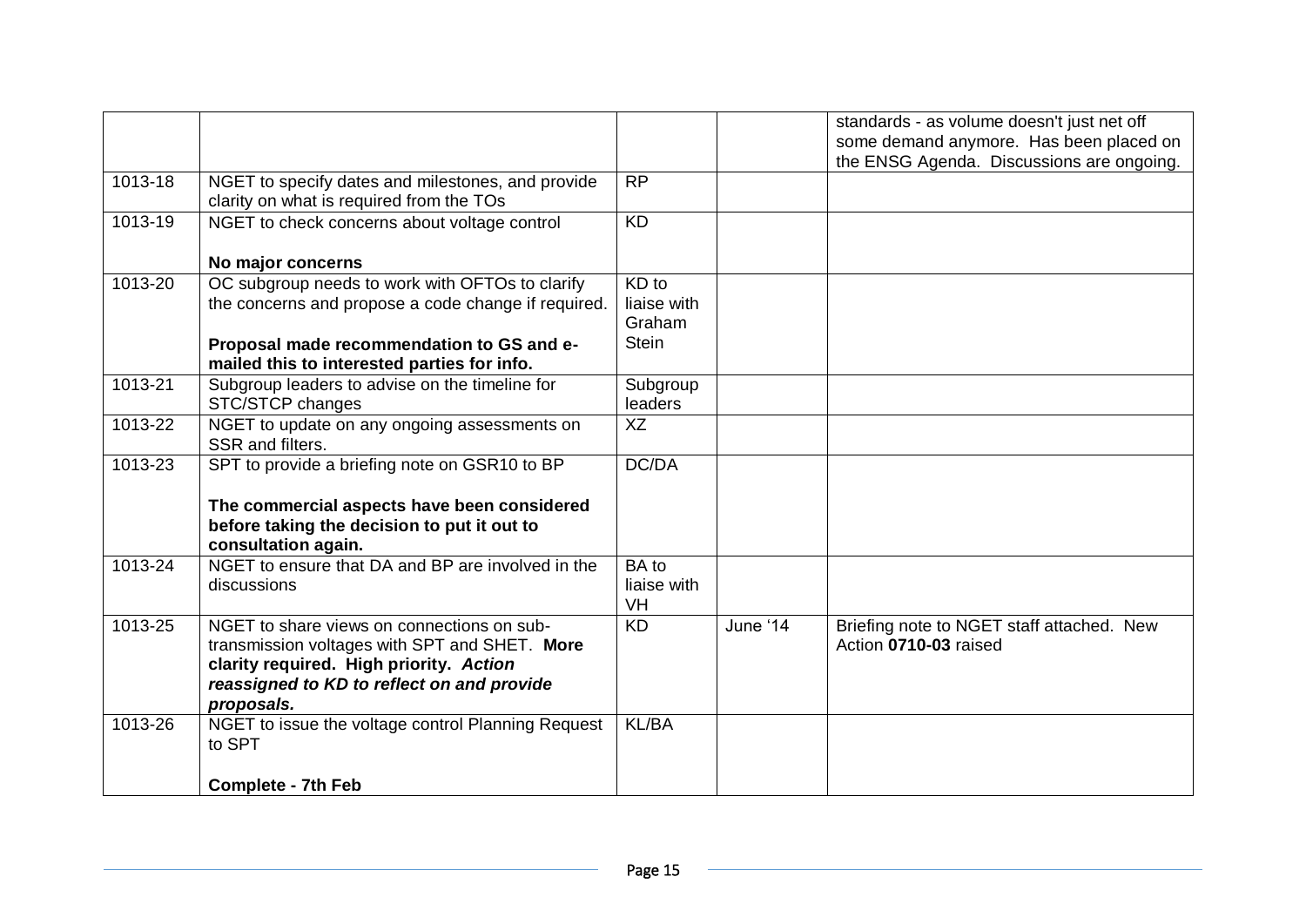| | | | | |
|---|---|---|---|---|
| | | | | standards - as volume doesn't just net off some demand anymore. Has been placed on the ENSG Agenda. Discussions are ongoing. |
| 1013-18 | NGET to specify dates and milestones, and provide clarity on what is required from the TOs | RP | | |
| 1013-19 | NGET to check concerns about voltage control<br><br>**No major concerns** | KD | | |
| 1013-20 | OC subgroup needs to work with OFTOs to clarify the concerns and propose a code change if required.<br><br>**Proposal made recommendation to GS and e-mailed this to interested parties for info.** | KD to liaise with Graham Stein | | |
| 1013-21 | Subgroup leaders to advise on the timeline for STC/STCP changes | Subgroup leaders | | |
| 1013-22 | NGET to update on any ongoing assessments on SSR and filters. | XZ | | |
| 1013-23 | SPT to provide a briefing note on GSR10 to BP<br><br>**The commercial aspects have been considered before taking the decision to put it out to consultation again.** | DC/DA | | |
| 1013-24 | NGET to ensure that DA and BP are involved in the discussions | BA to liaise with VH | | |
| 1013-25 | NGET to share views on connections on sub-transmission voltages with SPT and SHET. **More clarity required. High priority. *Action reassigned to KD to reflect on and provide proposals.*** | KD | June '14 | Briefing note to NGET staff attached. New Action **0710-03** raised |
| 1013-26 | NGET to issue the voltage control Planning Request to SPT<br><br>**Complete - 7th Feb** | KL/BA | | |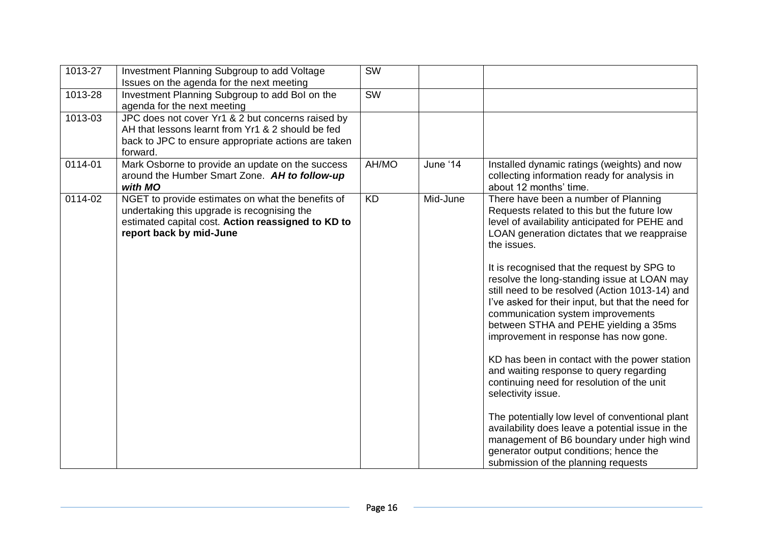| | | | | |
|---|---|---|---|---|
| 1013-27 | Investment Planning Subgroup to add Voltage Issues on the agenda for the next meeting | SW | | |
| 1013-28 | Investment Planning Subgroup to add BoI on the agenda for the next meeting | SW | | |
| 1013-03 | JPC does not cover Yr1 & 2 but concerns raised by AH that lessons learnt from Yr1 & 2 should be fed back to JPC to ensure appropriate actions are taken forward. | | | |
| 0114-01 | Mark Osborne to provide an update on the success around the Humber Smart Zone. ***AH to follow-up with MO*** | AH/MO | June '14 | Installed dynamic ratings (weights) and now collecting information ready for analysis in about 12 months' time. |
| 0114-02 | NGET to provide estimates on what the benefits of undertaking this upgrade is recognising the estimated capital cost. **Action reassigned to KD to report back by mid-June** | KD | Mid-June | There have been a number of Planning Requests related to this but the future low level of availability anticipated for PEHE and LOAN generation dictates that we reappraise the issues.<br><br>It is recognised that the request by SPG to resolve the long-standing issue at LOAN may still need to be resolved (Action 1013-14) and I've asked for their input, but that the need for communication system improvements between STHA and PEHE yielding a 35ms improvement in response has now gone.<br><br>KD has been in contact with the power station and waiting response to query regarding continuing need for resolution of the unit selectivity issue.<br><br>The potentially low level of conventional plant availability does leave a potential issue in the management of B6 boundary under high wind generator output conditions; hence the submission of the planning requests |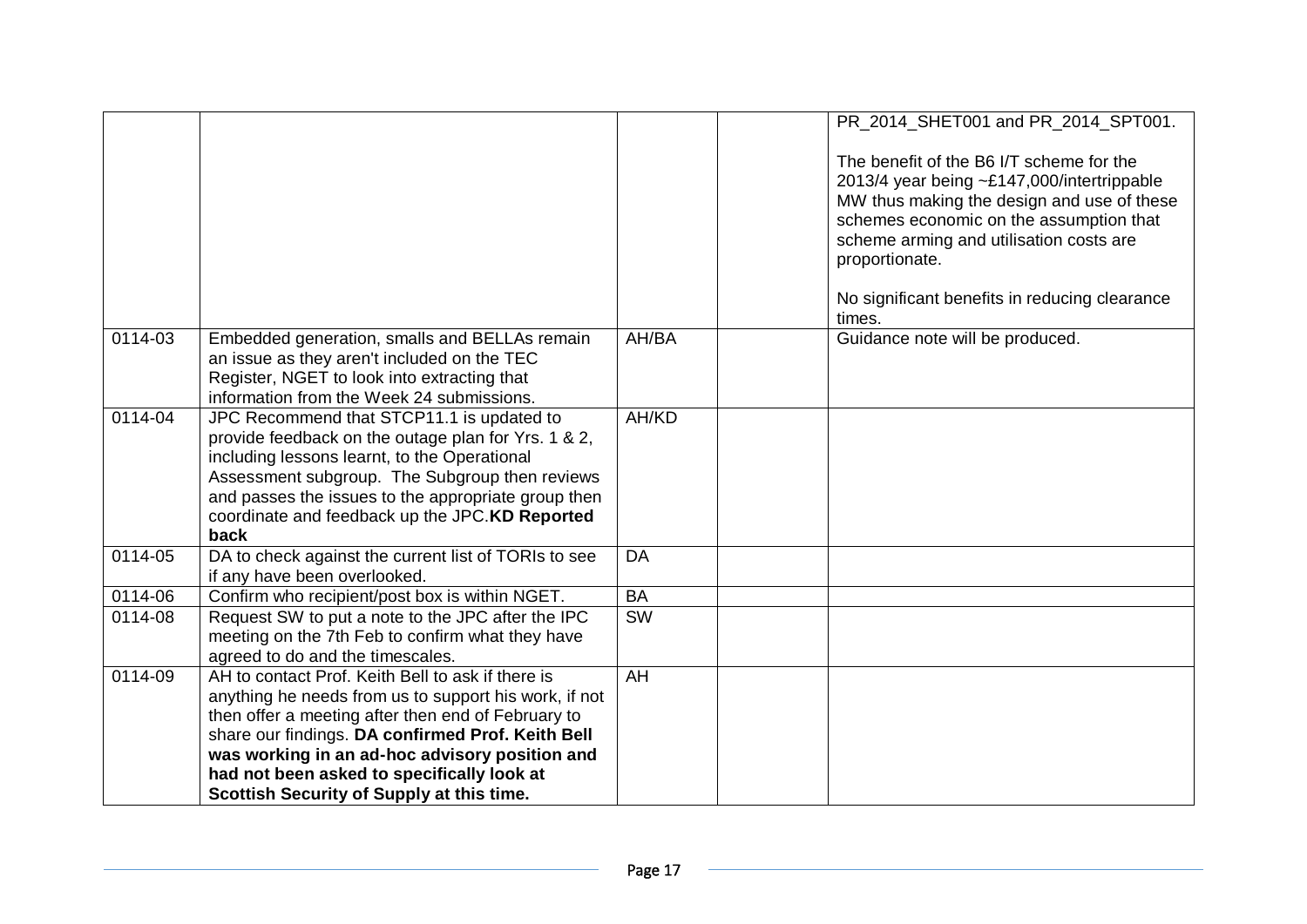| | | | | |
|---|---|---|---|---|
| | | | | PR_2014_SHET001 and PR_2014_SPT001.<br><br>The benefit of the B6 I/T scheme for the 2013/4 year being ~£147,000/intertrippable MW thus making the design and use of these schemes economic on the assumption that scheme arming and utilisation costs are proportionate.<br><br>No significant benefits in reducing clearance times. |
| 0114-03 | Embedded generation, smalls and BELLAs remain an issue as they aren't included on the TEC Register, NGET to look into extracting that information from the Week 24 submissions. | AH/BA | | Guidance note will be produced. |
| 0114-04 | JPC Recommend that STCP11.1 is updated to provide feedback on the outage plan for Yrs. 1 & 2, including lessons learnt, to the Operational Assessment subgroup. The Subgroup then reviews and passes the issues to the appropriate group then coordinate and feedback up the JPC.**KD Reported back** | AH/KD | | |
| 0114-05 | DA to check against the current list of TORIs to see if any have been overlooked. | DA | | |
| 0114-06 | Confirm who recipient/post box is within NGET. | BA | | |
| 0114-08 | Request SW to put a note to the JPC after the IPC meeting on the 7th Feb to confirm what they have agreed to do and the timescales. | SW | | |
| 0114-09 | AH to contact Prof. Keith Bell to ask if there is anything he needs from us to support his work, if not then offer a meeting after then end of February to share our findings. **DA confirmed Prof. Keith Bell was working in an ad-hoc advisory position and had not been asked to specifically look at Scottish Security of Supply at this time.** | AH | | |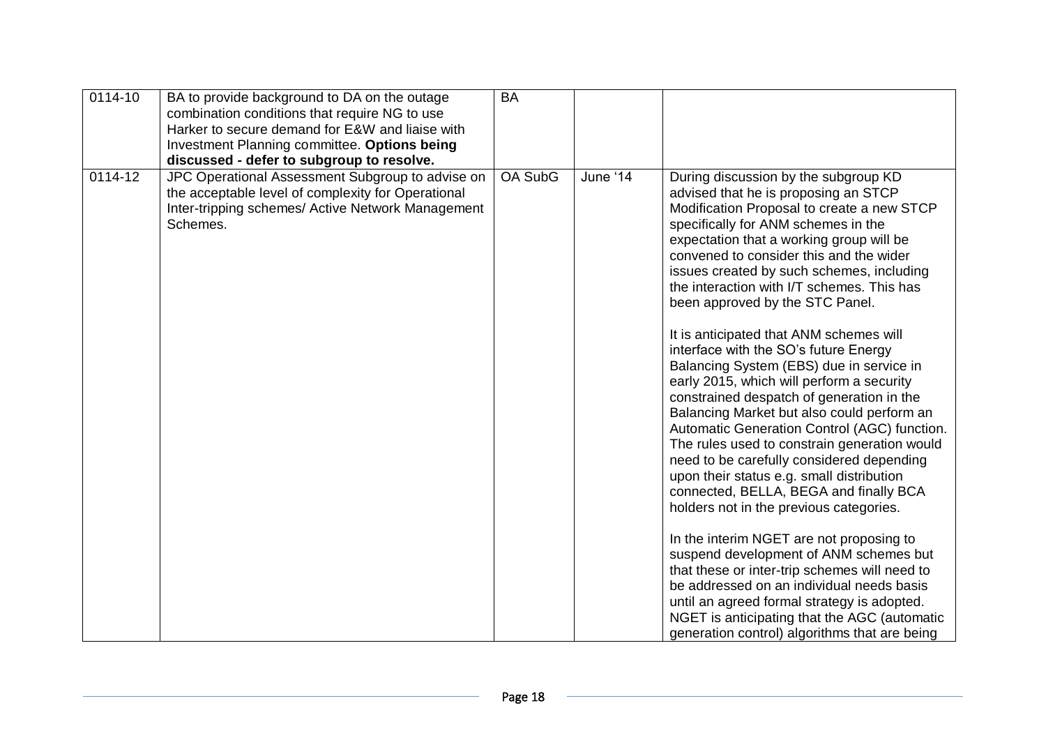| | | | | |
|---|---|---|---|---|
| 0114-10 | BA to provide background to DA on the outage combination conditions that require NG to use Harker to secure demand for E&W and liaise with Investment Planning committee. **Options being discussed - defer to subgroup to resolve.** | BA | | |
| 0114-12 | JPC Operational Assessment Subgroup to advise on the acceptable level of complexity for Operational Inter-tripping schemes/ Active Network Management Schemes. | OA SubG | June '14 | During discussion by the subgroup KD advised that he is proposing an STCP Modification Proposal to create a new STCP specifically for ANM schemes in the expectation that a working group will be convened to consider this and the wider issues created by such schemes, including the interaction with I/T schemes. This has been approved by the STC Panel.<br><br>It is anticipated that ANM schemes will interface with the SO's future Energy Balancing System (EBS) due in service in early 2015, which will perform a security constrained despatch of generation in the Balancing Market but also could perform an Automatic Generation Control (AGC) function. The rules used to constrain generation would need to be carefully considered depending upon their status e.g. small distribution connected, BELLA, BEGA and finally BCA holders not in the previous categories.<br><br>In the interim NGET are not proposing to suspend development of ANM schemes but that these or inter-trip schemes will need to be addressed on an individual needs basis until an agreed formal strategy is adopted. NGET is anticipating that the AGC (automatic generation control) algorithms that are being |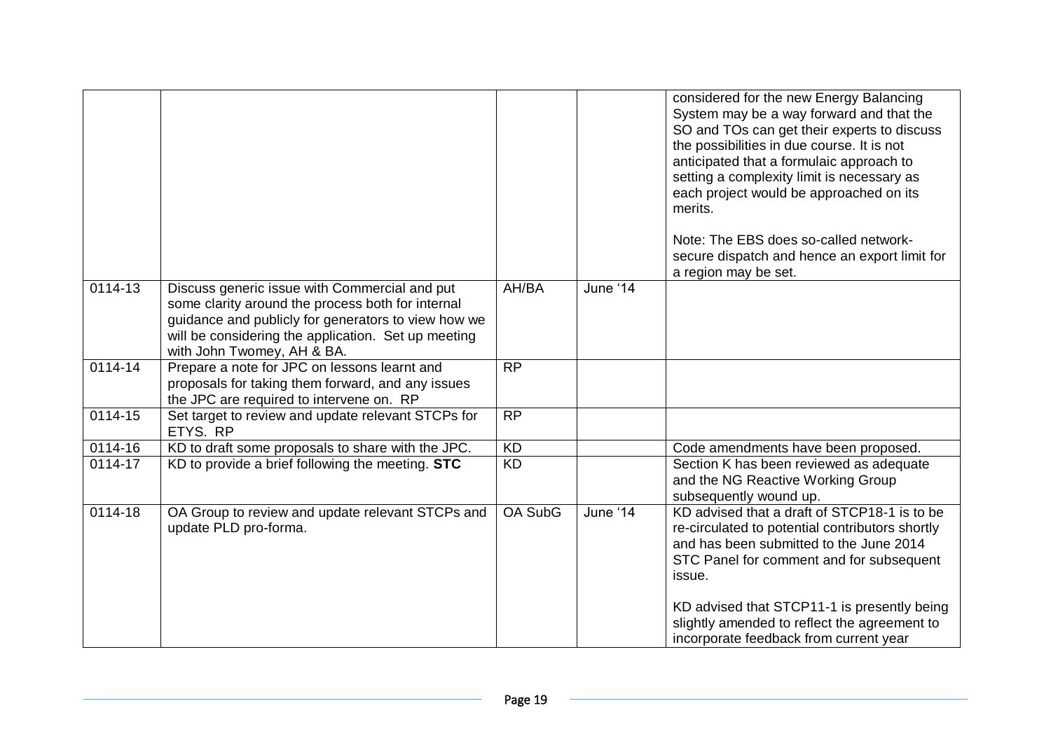| | | | | |
|---|---|---|---|---|
| | | | | considered for the new Energy Balancing System may be a way forward and that the SO and TOs can get their experts to discuss the possibilities in due course. It is not anticipated that a formulaic approach to setting a complexity limit is necessary as each project would be approached on its merits.<br><br>Note: The EBS does so-called network-secure dispatch and hence an export limit for a region may be set. |
| 0114-13 | Discuss generic issue with Commercial and put some clarity around the process both for internal guidance and publicly for generators to view how we will be considering the application. Set up meeting with John Twomey, AH & BA. | AH/BA | June '14 | |
| 0114-14 | Prepare a note for JPC on lessons learnt and proposals for taking them forward, and any issues the JPC are required to intervene on. RP | RP | | |
| 0114-15 | Set target to review and update relevant STCPs for ETYS. RP | RP | | |
| 0114-16 | KD to draft some proposals to share with the JPC. | KD | | Code amendments have been proposed. |
| 0114-17 | KD to provide a brief following the meeting. **STC** | KD | | Section K has been reviewed as adequate and the NG Reactive Working Group subsequently wound up. |
| 0114-18 | OA Group to review and update relevant STCPs and update PLD pro-forma. | OA SubG | June '14 | KD advised that a draft of STCP18-1 is to be re-circulated to potential contributors shortly and has been submitted to the June 2014 STC Panel for comment and for subsequent issue.<br><br>KD advised that STCP11-1 is presently being slightly amended to reflect the agreement to incorporate feedback from current year |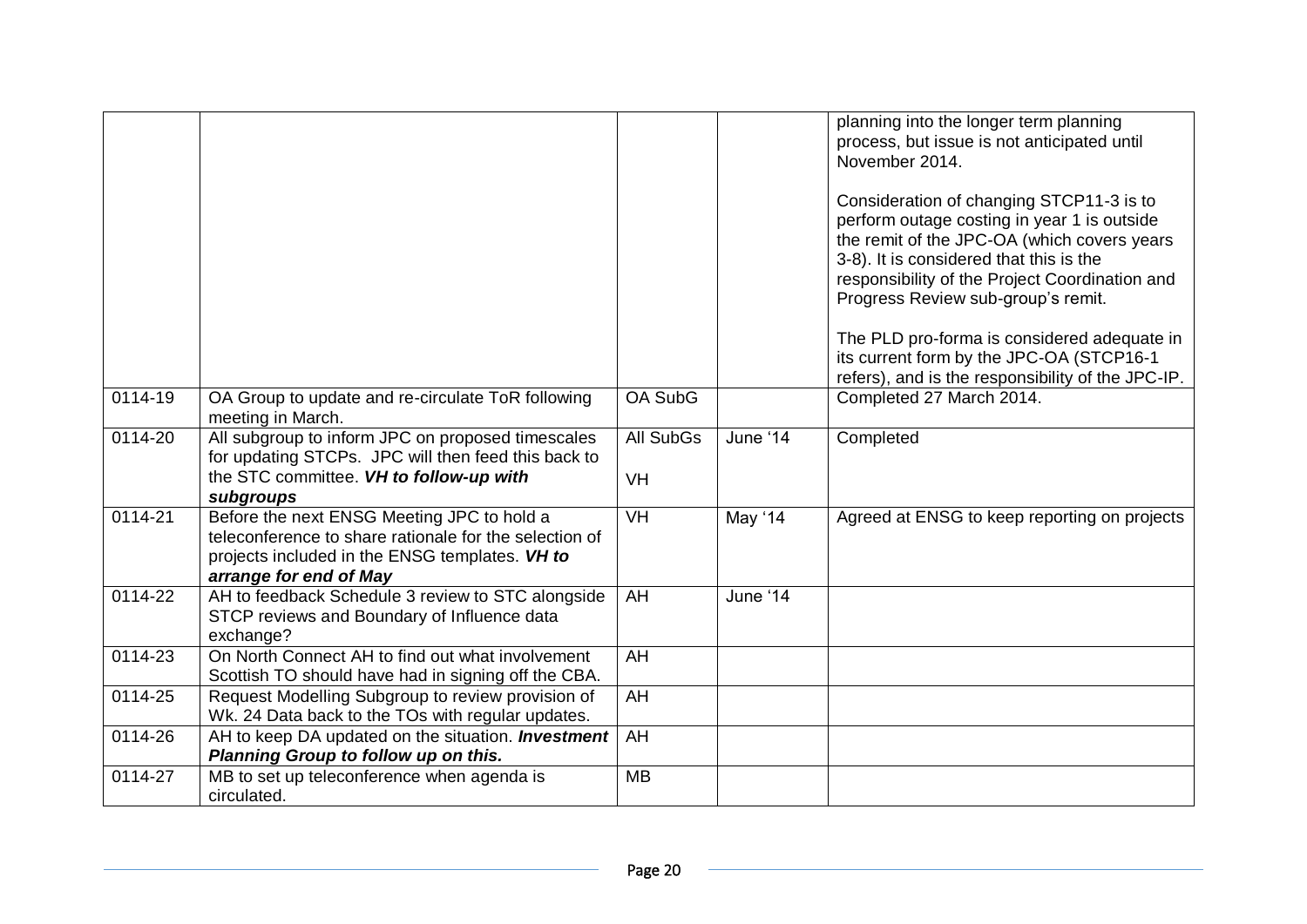| | | | | |
|---|---|---|---|---|
| | | | | planning into the longer term planning process, but issue is not anticipated until November 2014.<br><br>Consideration of changing STCP11-3 is to perform outage costing in year 1 is outside the remit of the JPC-OA (which covers years 3-8). It is considered that this is the responsibility of the Project Coordination and Progress Review sub-group's remit.<br><br>The PLD pro-forma is considered adequate in its current form by the JPC-OA (STCP16-1 refers), and is the responsibility of the JPC-IP. |
| 0114-19 | OA Group to update and re-circulate ToR following meeting in March. | OA SubG | | Completed 27 March 2014. |
| 0114-20 | All subgroup to inform JPC on proposed timescales for updating STCPs. JPC will then feed this back to the STC committee. ***VH to follow-up with subgroups*** | All SubGs<br><br>VH | June '14 | Completed |
| 0114-21 | Before the next ENSG Meeting JPC to hold a teleconference to share rationale for the selection of projects included in the ENSG templates. ***VH to arrange for end of May*** | VH | May '14 | Agreed at ENSG to keep reporting on projects |
| 0114-22 | AH to feedback Schedule 3 review to STC alongside STCP reviews and Boundary of Influence data exchange? | AH | June '14 | |
| 0114-23 | On North Connect AH to find out what involvement Scottish TO should have had in signing off the CBA. | AH | | |
| 0114-25 | Request Modelling Subgroup to review provision of Wk. 24 Data back to the TOs with regular updates. | AH | | |
| 0114-26 | AH to keep DA updated on the situation. ***Investment Planning Group to follow up on this.*** | AH | | |
| 0114-27 | MB to set up teleconference when agenda is circulated. | MB | | |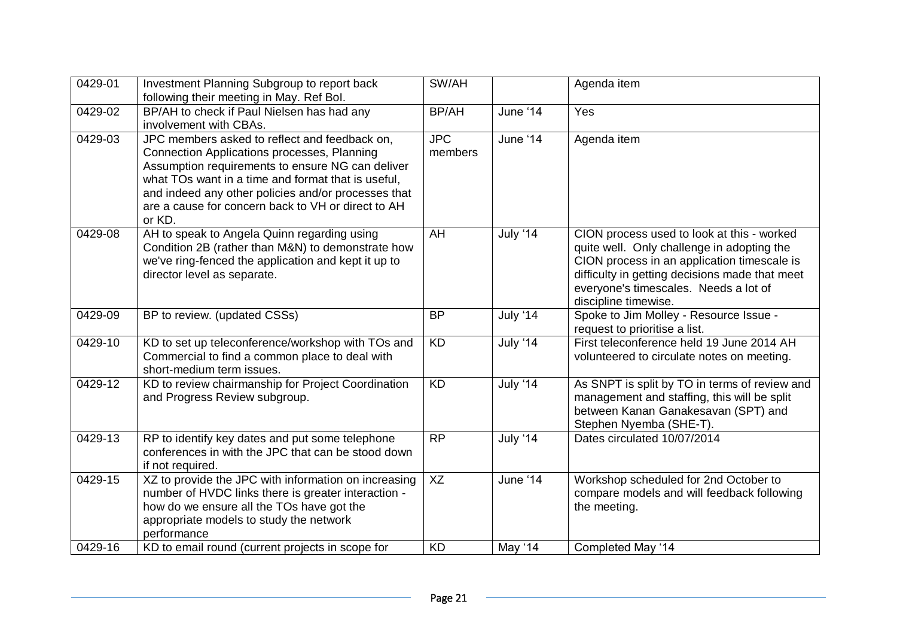| | | | | |
|---|---|---|---|---|
| 0429-01 | Investment Planning Subgroup to report back following their meeting in May. Ref BoI. | SW/AH | | Agenda item |
| 0429-02 | BP/AH to check if Paul Nielsen has had any involvement with CBAs. | BP/AH | June '14 | Yes |
| 0429-03 | JPC members asked to reflect and feedback on, Connection Applications processes, Planning Assumption requirements to ensure NG can deliver what TOs want in a time and format that is useful, and indeed any other policies and/or processes that are a cause for concern back to VH or direct to AH or KD. | JPC members | June '14 | Agenda item |
| 0429-08 | AH to speak to Angela Quinn regarding using Condition 2B (rather than M&N) to demonstrate how we've ring-fenced the application and kept it up to director level as separate. | AH | July '14 | CION process used to look at this - worked quite well. Only challenge in adopting the CION process in an application timescale is difficulty in getting decisions made that meet everyone's timescales. Needs a lot of discipline timewise. |
| 0429-09 | BP to review. (updated CSSs) | BP | July '14 | Spoke to Jim Molley - Resource Issue - request to prioritise a list. |
| 0429-10 | KD to set up teleconference/workshop with TOs and Commercial to find a common place to deal with short-medium term issues. | KD | July '14 | First teleconference held 19 June 2014 AH volunteered to circulate notes on meeting. |
| 0429-12 | KD to review chairmanship for Project Coordination and Progress Review subgroup. | KD | July '14 | As SNPT is split by TO in terms of review and management and staffing, this will be split between Kanan Ganakesavan (SPT) and Stephen Nyemba (SHE-T). |
| 0429-13 | RP to identify key dates and put some telephone conferences in with the JPC that can be stood down if not required. | RP | July '14 | Dates circulated 10/07/2014 |
| 0429-15 | XZ to provide the JPC with information on increasing number of HVDC links there is greater interaction - how do we ensure all the TOs have got the appropriate models to study the network performance | XZ | June '14 | Workshop scheduled for 2nd October to compare models and will feedback following the meeting. |
| 0429-16 | KD to email round (current projects in scope for | KD | May '14 | Completed May '14 |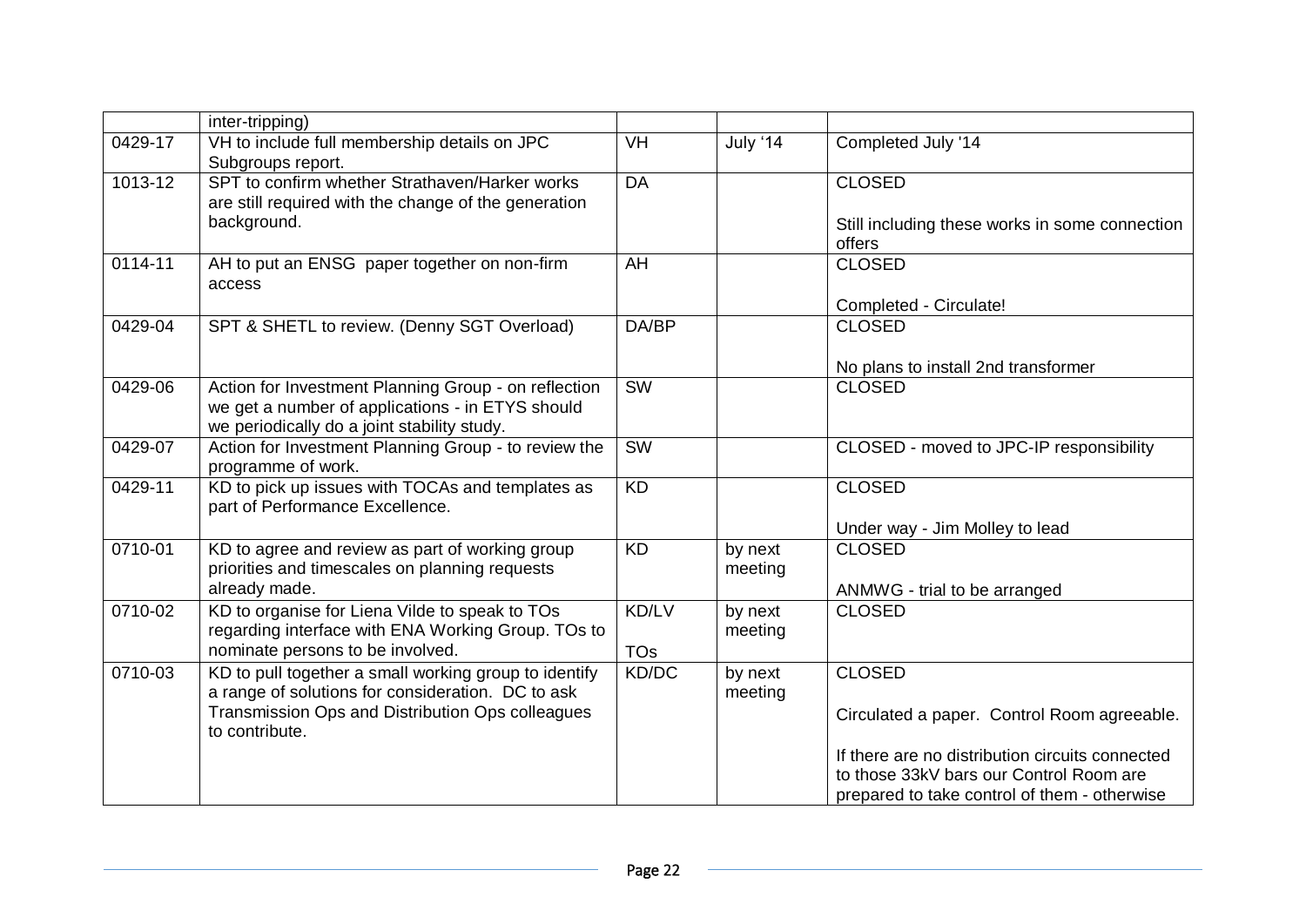| | | | | |
|---|---|---|---|---|
| | inter-tripping) | | | |
| 0429-17 | VH to include full membership details on JPC Subgroups report. | VH | July '14 | Completed July '14 |
| 1013-12 | SPT to confirm whether Strathaven/Harker works are still required with the change of the generation background. | DA | | CLOSED<br><br>Still including these works in some connection offers |
| 0114-11 | AH to put an ENSG paper together on non-firm access | AH | | CLOSED<br><br>Completed - Circulate! |
| 0429-04 | SPT & SHETL to review. (Denny SGT Overload) | DA/BP | | CLOSED<br><br>No plans to install 2nd transformer |
| 0429-06 | Action for Investment Planning Group - on reflection we get a number of applications - in ETYS should we periodically do a joint stability study. | SW | | CLOSED |
| 0429-07 | Action for Investment Planning Group - to review the programme of work. | SW | | CLOSED - moved to JPC-IP responsibility |
| 0429-11 | KD to pick up issues with TOCAs and templates as part of Performance Excellence. | KD | | CLOSED<br><br>Under way - Jim Molley to lead |
| 0710-01 | KD to agree and review as part of working group priorities and timescales on planning requests already made. | KD | by next meeting | CLOSED<br><br>ANMWG - trial to be arranged |
| 0710-02 | KD to organise for Liena Vilde to speak to TOs regarding interface with ENA Working Group. TOs to nominate persons to be involved. | KD/LV<br><br>TOs | by next meeting | CLOSED |
| 0710-03 | KD to pull together a small working group to identify a range of solutions for consideration. DC to ask Transmission Ops and Distribution Ops colleagues to contribute. | KD/DC | by next meeting | CLOSED<br><br>Circulated a paper. Control Room agreeable.<br><br>If there are no distribution circuits connected to those 33kV bars our Control Room are prepared to take control of them - otherwise |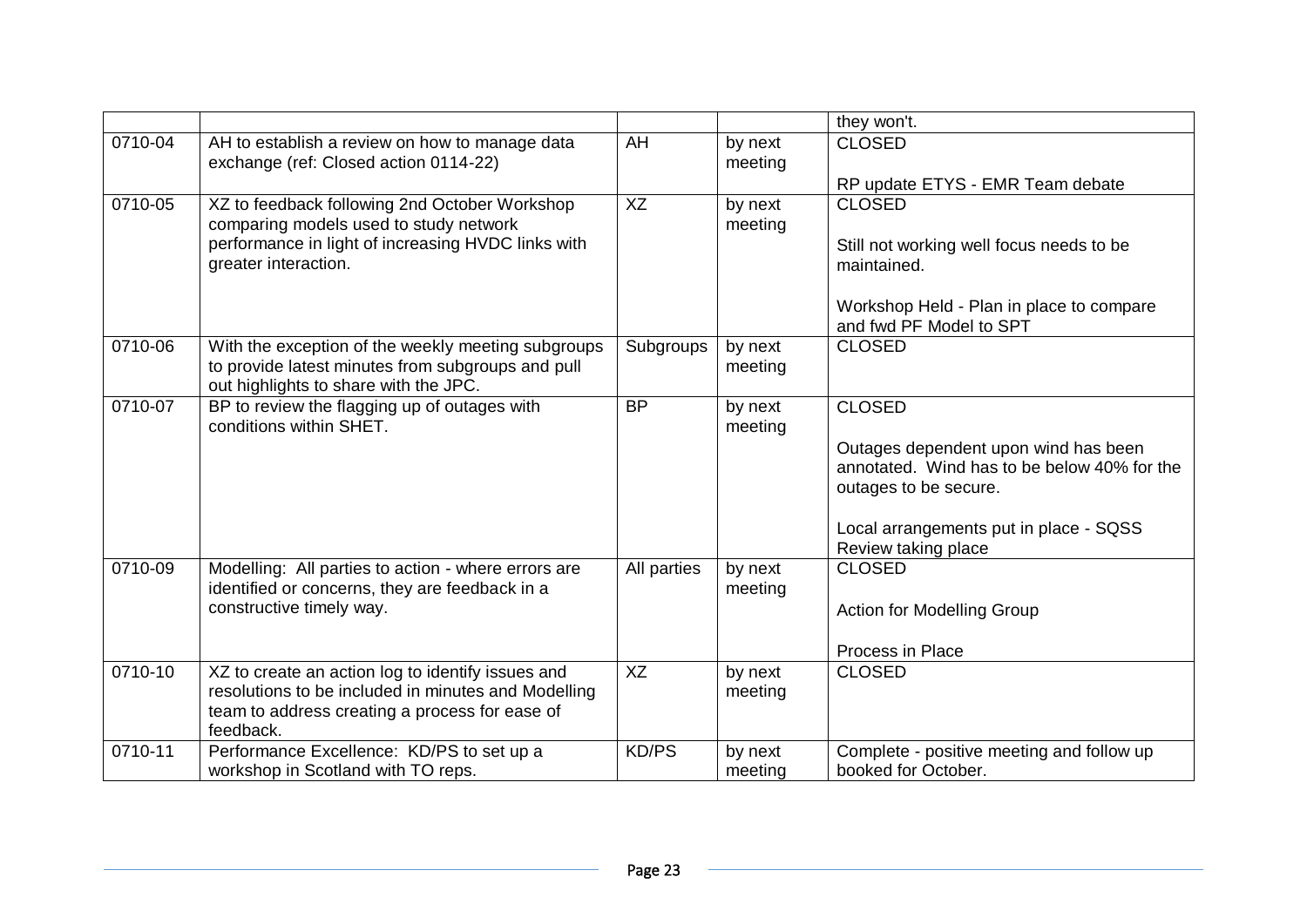| | | | | they won't. |
|---|---|---|---|---|
| 0710-04 | AH to establish a review on how to manage data exchange (ref: Closed action 0114-22) | AH | by next meeting | CLOSED<br><br>RP update ETYS - EMR Team debate |
| 0710-05 | XZ to feedback following 2nd October Workshop comparing models used to study network performance in light of increasing HVDC links with greater interaction. | XZ | by next meeting | CLOSED<br><br>Still not working well focus needs to be maintained.<br><br>Workshop Held - Plan in place to compare and fwd PF Model to SPT |
| 0710-06 | With the exception of the weekly meeting subgroups to provide latest minutes from subgroups and pull out highlights to share with the JPC. | Subgroups | by next meeting | CLOSED |
| 0710-07 | BP to review the flagging up of outages with conditions within SHET. | BP | by next meeting | CLOSED<br><br>Outages dependent upon wind has been annotated. Wind has to be below 40% for the outages to be secure.<br><br>Local arrangements put in place - SQSS Review taking place |
| 0710-09 | Modelling: All parties to action - where errors are identified or concerns, they are feedback in a constructive timely way. | All parties | by next meeting | CLOSED<br><br>Action for Modelling Group<br><br>Process in Place |
| 0710-10 | XZ to create an action log to identify issues and resolutions to be included in minutes and Modelling team to address creating a process for ease of feedback. | XZ | by next meeting | CLOSED |
| 0710-11 | Performance Excellence: KD/PS to set up a workshop in Scotland with TO reps. | KD/PS | by next meeting | Complete - positive meeting and follow up booked for October. |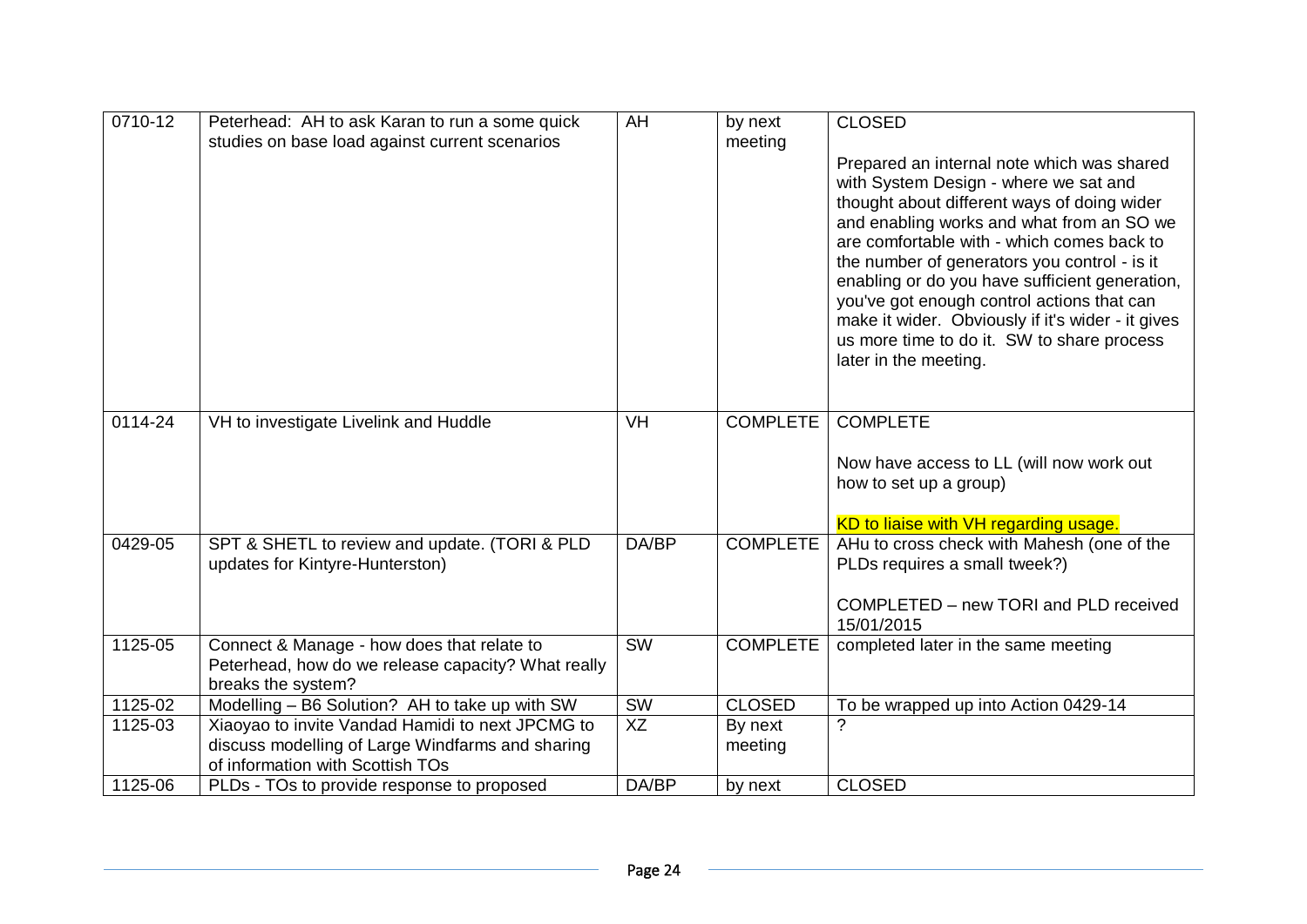| | | | | |
|---|---|---|---|---|
| 0710-12 | Peterhead: AH to ask Karan to run a some quick studies on base load against current scenarios | AH | by next meeting | CLOSED<br><br>Prepared an internal note which was shared with System Design - where we sat and thought about different ways of doing wider and enabling works and what from an SO we are comfortable with - which comes back to the number of generators you control - is it enabling or do you have sufficient generation, you've got enough control actions that can make it wider. Obviously if it's wider - it gives us more time to do it. SW to share process later in the meeting. |
| 0114-24 | VH to investigate Livelink and Huddle | VH | COMPLETE | COMPLETE<br><br>Now have access to LL (will now work out how to set up a group)<br><br>KD to liaise with VH regarding usage. |
| 0429-05 | SPT & SHETL to review and update. (TORI & PLD updates for Kintyre-Hunterston) | DA/BP | COMPLETE | AHu to cross check with Mahesh (one of the PLDs requires a small tweek?)<br><br>COMPLETED – new TORI and PLD received 15/01/2015 |
| 1125-05 | Connect & Manage - how does that relate to Peterhead, how do we release capacity? What really breaks the system? | SW | COMPLETE | completed later in the same meeting |
| 1125-02 | Modelling – B6 Solution? AH to take up with SW | SW | CLOSED | To be wrapped up into Action 0429-14 |
| 1125-03 | Xiaoyao to invite Vandad Hamidi to next JPCMG to discuss modelling of Large Windfarms and sharing of information with Scottish TOs | XZ | By next meeting | ? |
| 1125-06 | PLDs - TOs to provide response to proposed | DA/BP | by next | CLOSED |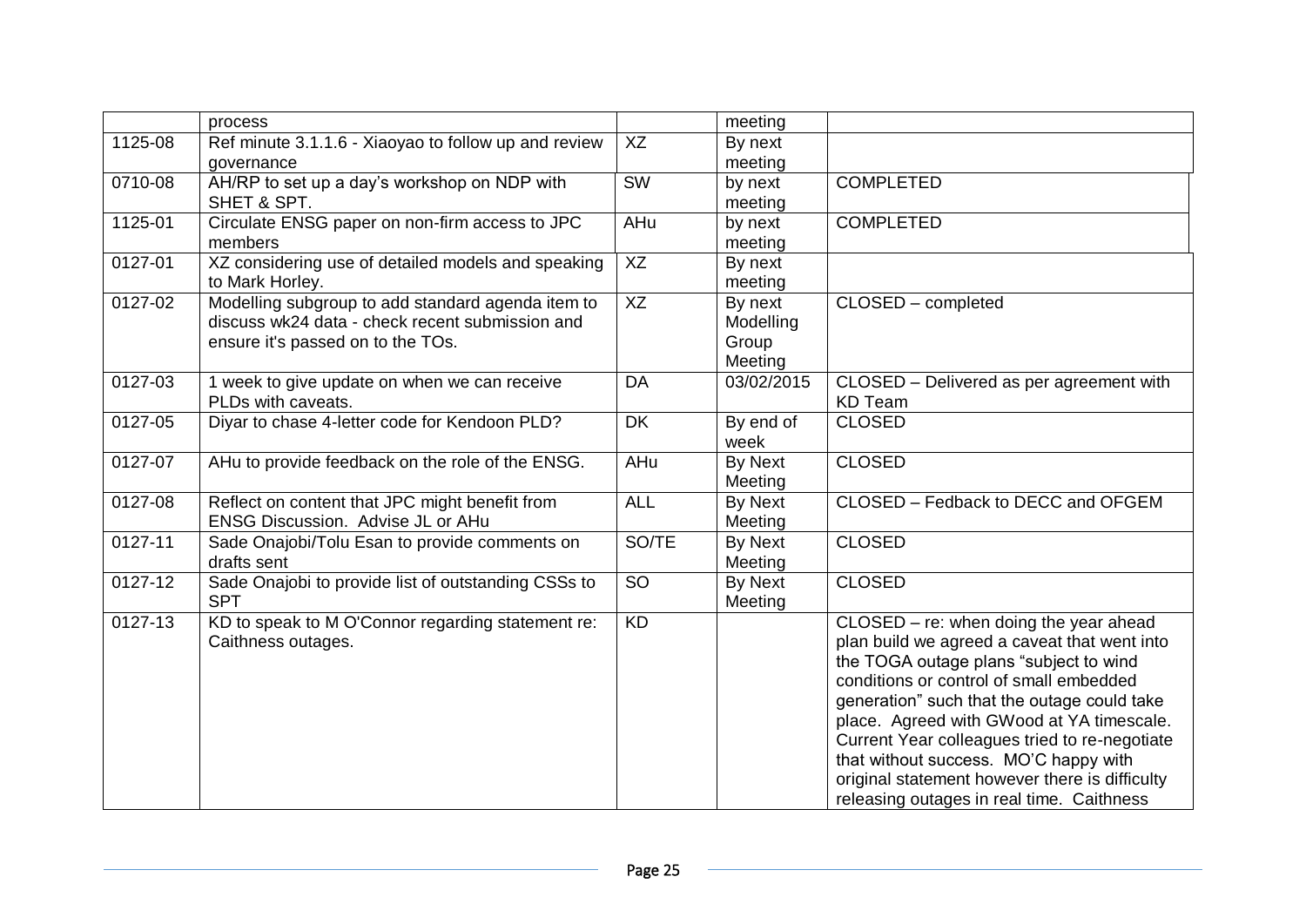| | | | | |
|---|---|---|---|---|
| | process | | meeting | |
| 1125-08 | Ref minute 3.1.1.6 - Xiaoyao to follow up and review governance | XZ | By next meeting | |
| 0710-08 | AH/RP to set up a day's workshop on NDP with SHET & SPT. | SW | by next meeting | COMPLETED |
| 1125-01 | Circulate ENSG paper on non-firm access to JPC members | AHu | by next meeting | COMPLETED |
| 0127-01 | XZ considering use of detailed models and speaking to Mark Horley. | XZ | By next meeting | |
| 0127-02 | Modelling subgroup to add standard agenda item to discuss wk24 data - check recent submission and ensure it's passed on to the TOs. | XZ | By next Modelling Group Meeting | CLOSED – completed |
| 0127-03 | 1 week to give update on when we can receive PLDs with caveats. | DA | 03/02/2015 | CLOSED – Delivered as per agreement with KD Team |
| 0127-05 | Diyar to chase 4-letter code for Kendoon PLD? | DK | By end of week | CLOSED |
| 0127-07 | AHu to provide feedback on the role of the ENSG. | AHu | By Next Meeting | CLOSED |
| 0127-08 | Reflect on content that JPC might benefit from ENSG Discussion. Advise JL or AHu | ALL | By Next Meeting | CLOSED – Fedback to DECC and OFGEM |
| 0127-11 | Sade Onajobi/Tolu Esan to provide comments on drafts sent | SO/TE | By Next Meeting | CLOSED |
| 0127-12 | Sade Onajobi to provide list of outstanding CSSs to SPT | SO | By Next Meeting | CLOSED |
| 0127-13 | KD to speak to M O'Connor regarding statement re: Caithness outages. | KD | | CLOSED – re: when doing the year ahead plan build we agreed a caveat that went into the TOGA outage plans "subject to wind conditions or control of small embedded generation" such that the outage could take place. Agreed with GWood at YA timescale. Current Year colleagues tried to re-negotiate that without success. MO'C happy with original statement however there is difficulty releasing outages in real time. Caithness |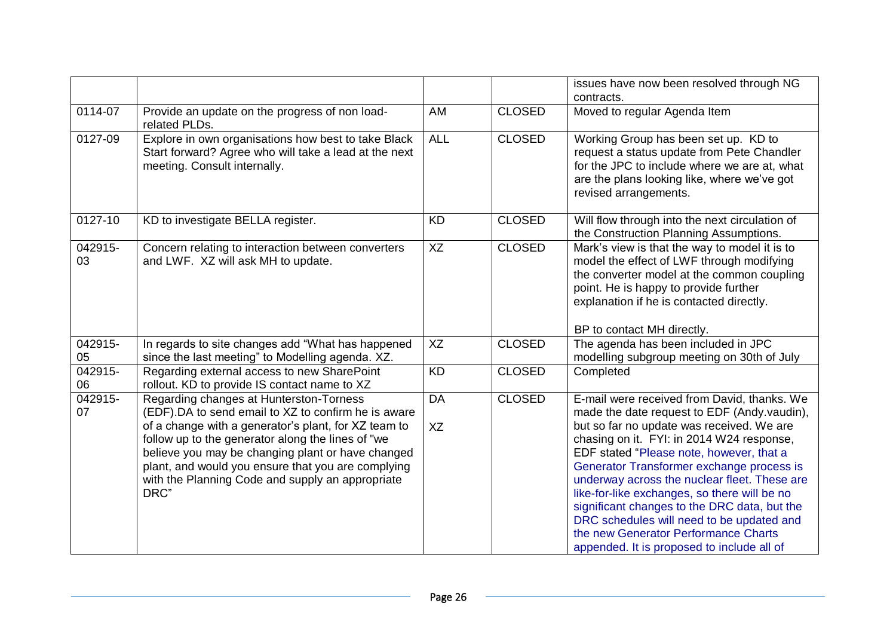| | | | | |
|---|---|---|---|---|
| | | | | issues have now been resolved through NG contracts. |
| 0114-07 | Provide an update on the progress of non load-related PLDs. | AM | CLOSED | Moved to regular Agenda Item |
| 0127-09 | Explore in own organisations how best to take Black Start forward? Agree who will take a lead at the next meeting. Consult internally. | ALL | CLOSED | Working Group has been set up. KD to request a status update from Pete Chandler for the JPC to include where we are at, what are the plans looking like, where we've got revised arrangements. |
| 0127-10 | KD to investigate BELLA register. | KD | CLOSED | Will flow through into the next circulation of the Construction Planning Assumptions. |
| 042915-03 | Concern relating to interaction between converters and LWF. XZ will ask MH to update. | XZ | CLOSED | Mark's view is that the way to model it is to model the effect of LWF through modifying the converter model at the common coupling point. He is happy to provide further explanation if he is contacted directly.<br><br>BP to contact MH directly. |
| 042915-05 | In regards to site changes add "What has happened since the last meeting" to Modelling agenda. XZ. | XZ | CLOSED | The agenda has been included in JPC modelling subgroup meeting on 30th of July |
| 042915-06 | Regarding external access to new SharePoint rollout. KD to provide IS contact name to XZ | KD | CLOSED | Completed |
| 042915-07 | Regarding changes at Hunterston-Torness (EDF).DA to send email to XZ to confirm he is aware of a change with a generator's plant, for XZ team to follow up to the generator along the lines of "we believe you may be changing plant or have changed plant, and would you ensure that you are complying with the Planning Code and supply an appropriate DRC" | DA<br><br>XZ | CLOSED | E-mail were received from David, thanks. We made the date request to EDF (Andy.vaudin), but so far no update was received. We are chasing on it. FYI: in 2014 W24 response, EDF stated "Please note, however, that a Generator Transformer exchange process is underway across the nuclear fleet. These are like-for-like exchanges, so there will be no significant changes to the DRC data, but the DRC schedules will need to be updated and the new Generator Performance Charts appended. It is proposed to include all of |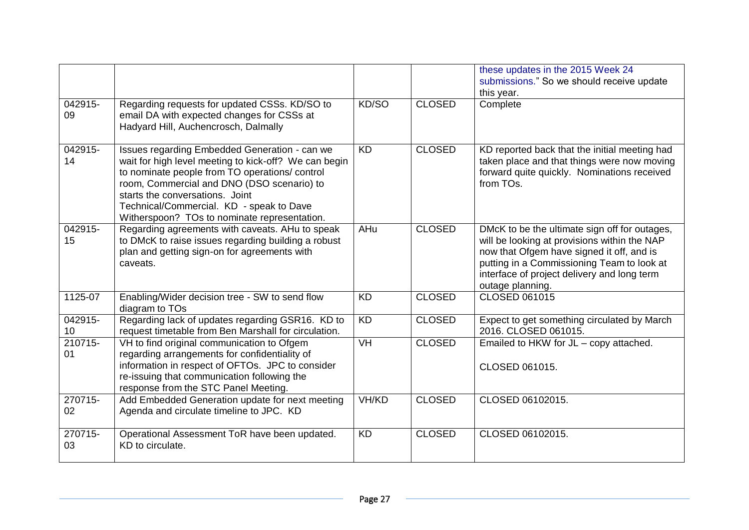| | | | | |
|---|---|---|---|---|
| | | | | these updates in the 2015 Week 24 submissions." So we should receive update this year. |
| 042915-09 | Regarding requests for updated CSSs. KD/SO to email DA with expected changes for CSSs at Hadyard Hill, Auchencrosch, Dalmally | KD/SO | CLOSED | Complete |
| 042915-14 | Issues regarding Embedded Generation - can we wait for high level meeting to kick-off? We can begin to nominate people from TO operations/ control room, Commercial and DNO (DSO scenario) to starts the conversations. Joint Technical/Commercial. KD - speak to Dave Witherspoon? TOs to nominate representation. | KD | CLOSED | KD reported back that the initial meeting had taken place and that things were now moving forward quite quickly. Nominations received from TOs. |
| 042915-15 | Regarding agreements with caveats. AHu to speak to DMcK to raise issues regarding building a robust plan and getting sign-on for agreements with caveats. | AHu | CLOSED | DMcK to be the ultimate sign off for outages, will be looking at provisions within the NAP now that Ofgem have signed it off, and is putting in a Commissioning Team to look at interface of project delivery and long term outage planning. |
| 1125-07 | Enabling/Wider decision tree - SW to send flow diagram to TOs | KD | CLOSED | CLOSED 061015 |
| 042915-10 | Regarding lack of updates regarding GSR16. KD to request timetable from Ben Marshall for circulation. | KD | CLOSED | Expect to get something circulated by March 2016. CLOSED 061015. |
| 210715-01 | VH to find original communication to Ofgem regarding arrangements for confidentiality of information in respect of OFTOs. JPC to consider re-issuing that communication following the response from the STC Panel Meeting. | VH | CLOSED | Emailed to HKW for JL – copy attached.<br><br>CLOSED 061015. |
| 270715-02 | Add Embedded Generation update for next meeting Agenda and circulate timeline to JPC. KD | VH/KD | CLOSED | CLOSED 06102015. |
| 270715-03 | Operational Assessment ToR have been updated. KD to circulate. | KD | CLOSED | CLOSED 06102015. |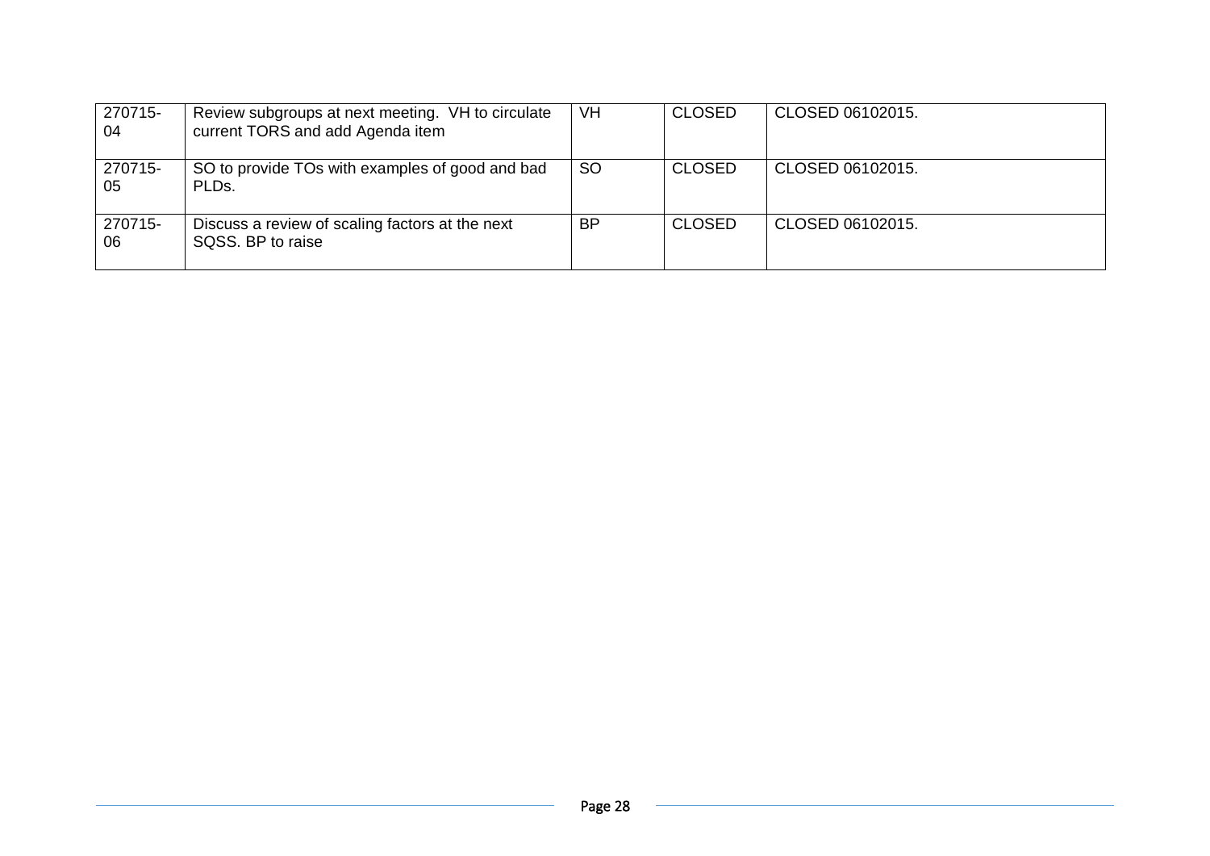| | | | | |
|---|---|---|---|---|
| 270715-04 | Review subgroups at next meeting. VH to circulate current TORS and add Agenda item | VH | CLOSED | CLOSED 06102015. |
| 270715-05 | SO to provide TOs with examples of good and bad PLDs. | SO | CLOSED | CLOSED 06102015. |
| 270715-06 | Discuss a review of scaling factors at the next SQSS. BP to raise | BP | CLOSED | CLOSED 06102015. |